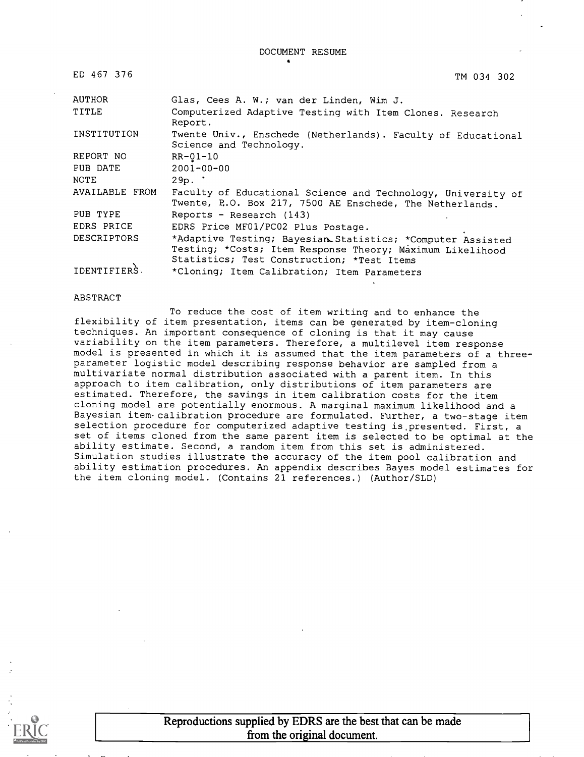DOCUMENT RESUME

ED 467 376 TM 034 302

| | |
|---|---|
| AUTHOR | Glas, Cees A. W.; van der Linden, Wim J. |
| TITLE | Computerized Adaptive Testing with Item Clones. Research Report. |
| INSTITUTION | Twente Univ., Enschede (Netherlands). Faculty of Educational Science and Technology. |
| REPORT NO | RR-01-10 |
| PUB DATE | 2001-00-00 |
| NOTE | 29p. |
| AVAILABLE FROM | Faculty of Educational Science and Technology, University of Twente, P.O. Box 217, 7500 AE Enschede, The Netherlands. |
| PUB TYPE | Reports - Research (143) |
| EDRS PRICE | EDRS Price MF01/PC02 Plus Postage. |
| DESCRIPTORS | *Adaptive Testing; Bayesian Statistics; *Computer Assisted Testing; *Costs; Item Response Theory; Maximum Likelihood Statistics; Test Construction; *Test Items |
| IDENTIFIERS | *Cloning; Item Calibration; Item Parameters |

ABSTRACT

To reduce the cost of item writing and to enhance the flexibility of item presentation, items can be generated by item-cloning techniques. An important consequence of cloning is that it may cause variability on the item parameters. Therefore, a multilevel item response model is presented in which it is assumed that the item parameters of a three-parameter logistic model describing response behavior are sampled from a multivariate normal distribution associated with a parent item. In this approach to item calibration, only distributions of item parameters are estimated. Therefore, the savings in item calibration costs for the item cloning model are potentially enormous. A marginal maximum likelihood and a Bayesian item calibration procedure are formulated. Further, a two-stage item selection procedure for computerized adaptive testing is presented. First, a set of items cloned from the same parent item is selected to be optimal at the ability estimate. Second, a random item from this set is administered. Simulation studies illustrate the accuracy of the item pool calibration and ability estimation procedures. An appendix describes Bayes model estimates for the item cloning model. (Contains 21 references.) (Author/SLD)

Reproductions supplied by EDRS are the best that can be made from the original document.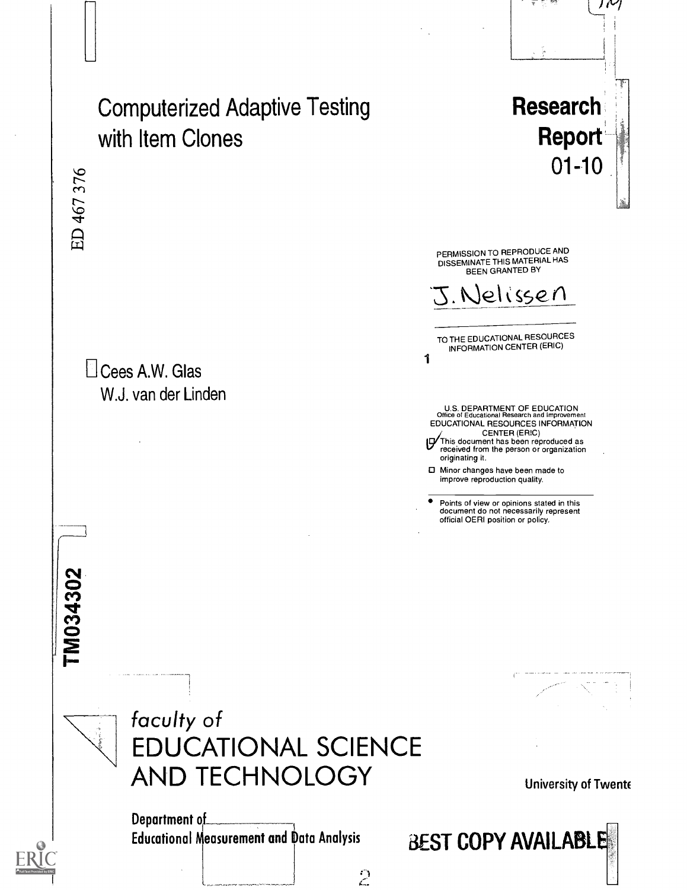ED 467 376

# Computerized Adaptive Testing with Item Clones

**Research Report 01-10**

PERMISSION TO REPRODUCE AND DISSEMINATE THIS MATERIAL HAS BEEN GRANTED BY

J. Nelissen

TO THE EDUCATIONAL RESOURCES INFORMATION CENTER (ERIC)

1

U.S. DEPARTMENT OF EDUCATION
Office of Educational Research and Improvement
EDUCATIONAL RESOURCES INFORMATION CENTER (ERIC)

- [x] This document has been reproduced as received from the person or organization originating it.
- [ ] Minor changes have been made to improve reproduction quality.

- Points of view or opinions stated in this document do not necessarily represent official OERI position or policy.

Cees A.W. Glas
W.J. van der Linden

TM034302

*faculty of*
EDUCATIONAL SCIENCE AND TECHNOLOGY

University of Twente

Department of Educational Measurement and Data Analysis

BEST COPY AVAILABLE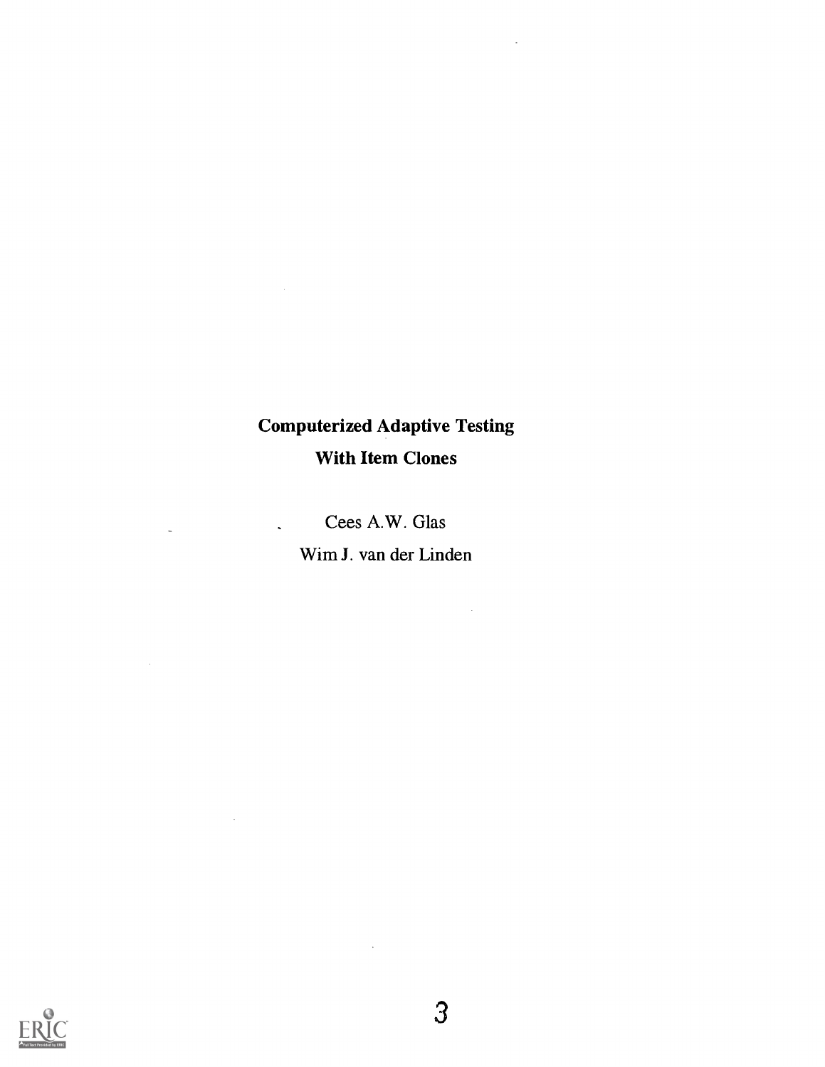# Computerized Adaptive Testing
## With Item Clones

Cees A.W. Glas

Wim J. van der Linden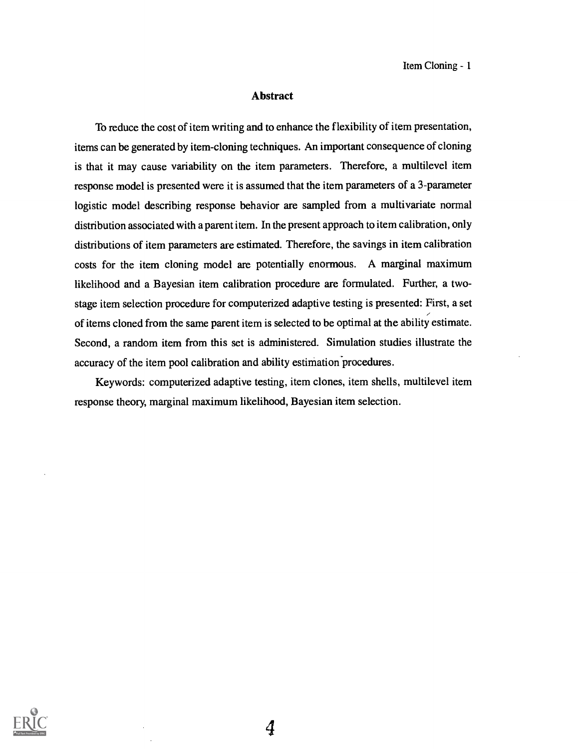## Abstract

To reduce the cost of item writing and to enhance the flexibility of item presentation, items can be generated by item-cloning techniques. An important consequence of cloning is that it may cause variability on the item parameters. Therefore, a multilevel item response model is presented were it is assumed that the item parameters of a 3-parameter logistic model describing response behavior are sampled from a multivariate normal distribution associated with a parent item. In the present approach to item calibration, only distributions of item parameters are estimated. Therefore, the savings in item calibration costs for the item cloning model are potentially enormous. A marginal maximum likelihood and a Bayesian item calibration procedure are formulated. Further, a two-stage item selection procedure for computerized adaptive testing is presented: First, a set of items cloned from the same parent item is selected to be optimal at the ability estimate. Second, a random item from this set is administered. Simulation studies illustrate the accuracy of the item pool calibration and ability estimation procedures.

Keywords: computerized adaptive testing, item clones, item shells, multilevel item response theory, marginal maximum likelihood, Bayesian item selection.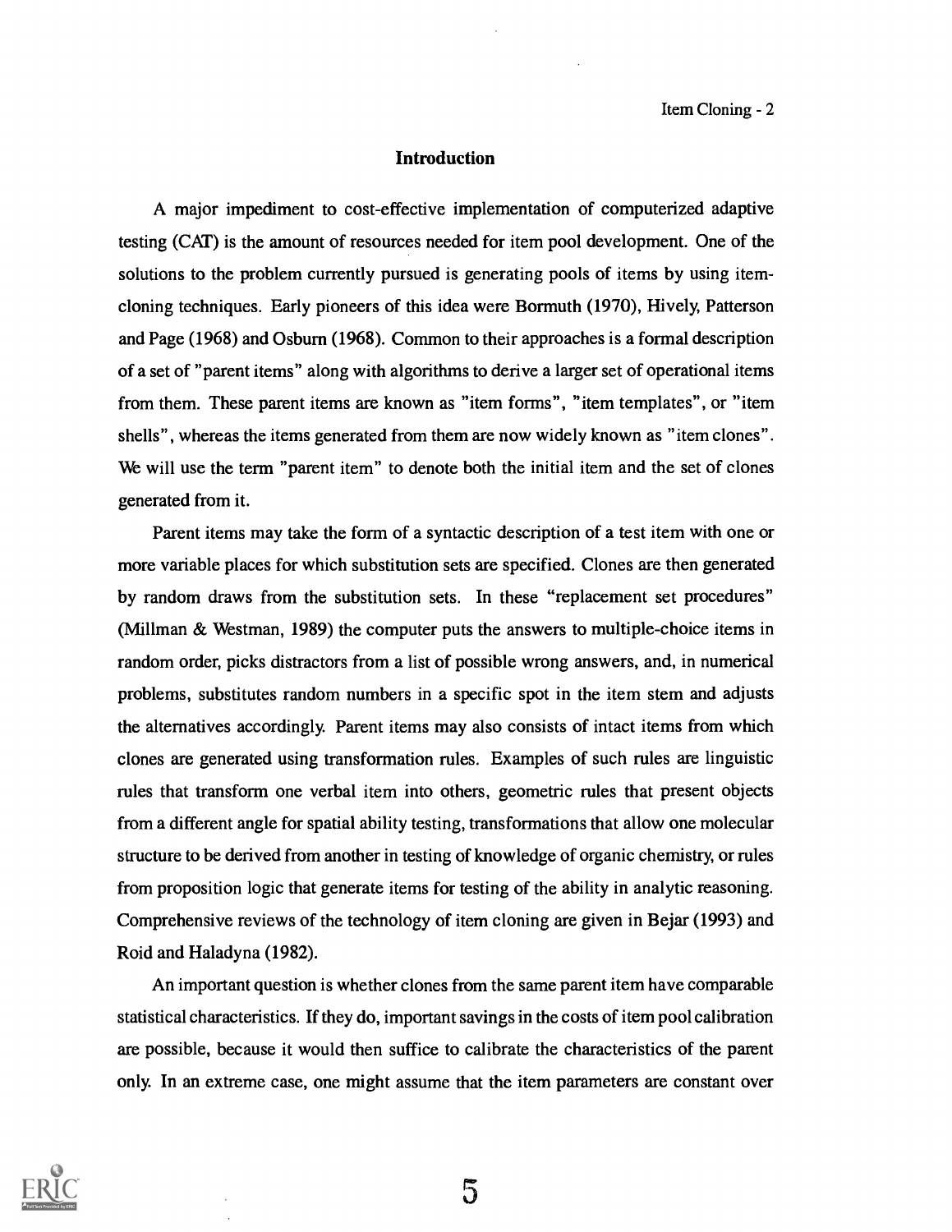# Introduction

A major impediment to cost-effective implementation of computerized adaptive testing (CAT) is the amount of resources needed for item pool development. One of the solutions to the problem currently pursued is generating pools of items by using item-cloning techniques. Early pioneers of this idea were Bormuth (1970), Hively, Patterson and Page (1968) and Osburn (1968). Common to their approaches is a formal description of a set of "parent items" along with algorithms to derive a larger set of operational items from them. These parent items are known as "item forms", "item templates", or "item shells", whereas the items generated from them are now widely known as "item clones". We will use the term "parent item" to denote both the initial item and the set of clones generated from it.

Parent items may take the form of a syntactic description of a test item with one or more variable places for which substitution sets are specified. Clones are then generated by random draws from the substitution sets. In these "replacement set procedures" (Millman & Westman, 1989) the computer puts the answers to multiple-choice items in random order, picks distractors from a list of possible wrong answers, and, in numerical problems, substitutes random numbers in a specific spot in the item stem and adjusts the alternatives accordingly. Parent items may also consists of intact items from which clones are generated using transformation rules. Examples of such rules are linguistic rules that transform one verbal item into others, geometric rules that present objects from a different angle for spatial ability testing, transformations that allow one molecular structure to be derived from another in testing of knowledge of organic chemistry, or rules from proposition logic that generate items for testing of the ability in analytic reasoning. Comprehensive reviews of the technology of item cloning are given in Bejar (1993) and Roid and Haladyna (1982).

An important question is whether clones from the same parent item have comparable statistical characteristics. If they do, important savings in the costs of item pool calibration are possible, because it would then suffice to calibrate the characteristics of the parent only. In an extreme case, one might assume that the item parameters are constant over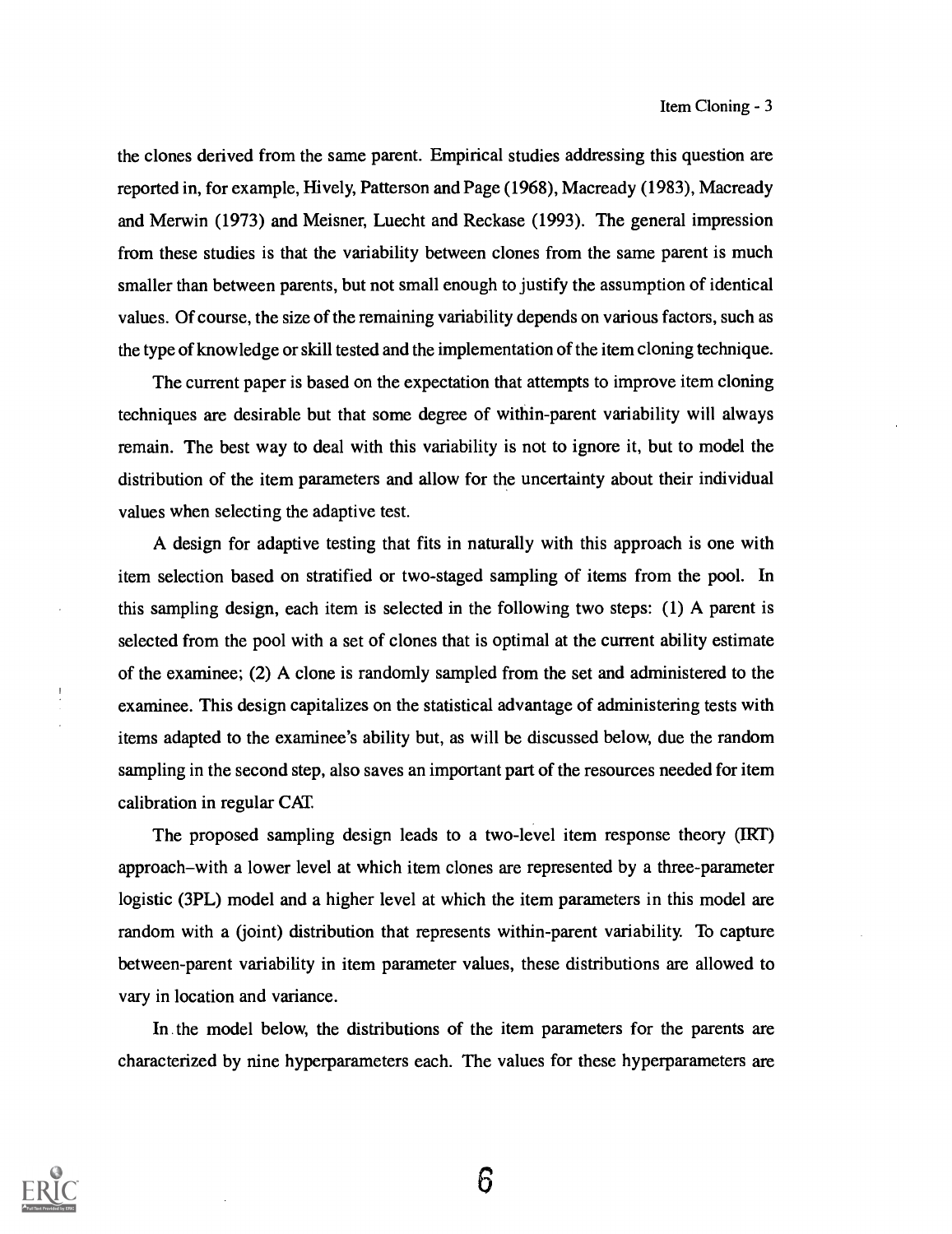the clones derived from the same parent. Empirical studies addressing this question are reported in, for example, Hively, Patterson and Page (1968), Macready (1983), Macready and Merwin (1973) and Meisner, Luecht and Reckase (1993). The general impression from these studies is that the variability between clones from the same parent is much smaller than between parents, but not small enough to justify the assumption of identical values. Of course, the size of the remaining variability depends on various factors, such as the type of knowledge or skill tested and the implementation of the item cloning technique.

The current paper is based on the expectation that attempts to improve item cloning techniques are desirable but that some degree of within-parent variability will always remain. The best way to deal with this variability is not to ignore it, but to model the distribution of the item parameters and allow for the uncertainty about their individual values when selecting the adaptive test.

A design for adaptive testing that fits in naturally with this approach is one with item selection based on stratified or two-staged sampling of items from the pool. In this sampling design, each item is selected in the following two steps: (1) A parent is selected from the pool with a set of clones that is optimal at the current ability estimate of the examinee; (2) A clone is randomly sampled from the set and administered to the examinee. This design capitalizes on the statistical advantage of administering tests with items adapted to the examinee's ability but, as will be discussed below, due the random sampling in the second step, also saves an important part of the resources needed for item calibration in regular CAT.

The proposed sampling design leads to a two-level item response theory (IRT) approach–with a lower level at which item clones are represented by a three-parameter logistic (3PL) model and a higher level at which the item parameters in this model are random with a (joint) distribution that represents within-parent variability. To capture between-parent variability in item parameter values, these distributions are allowed to vary in location and variance.

In the model below, the distributions of the item parameters for the parents are characterized by nine hyperparameters each. The values for these hyperparameters are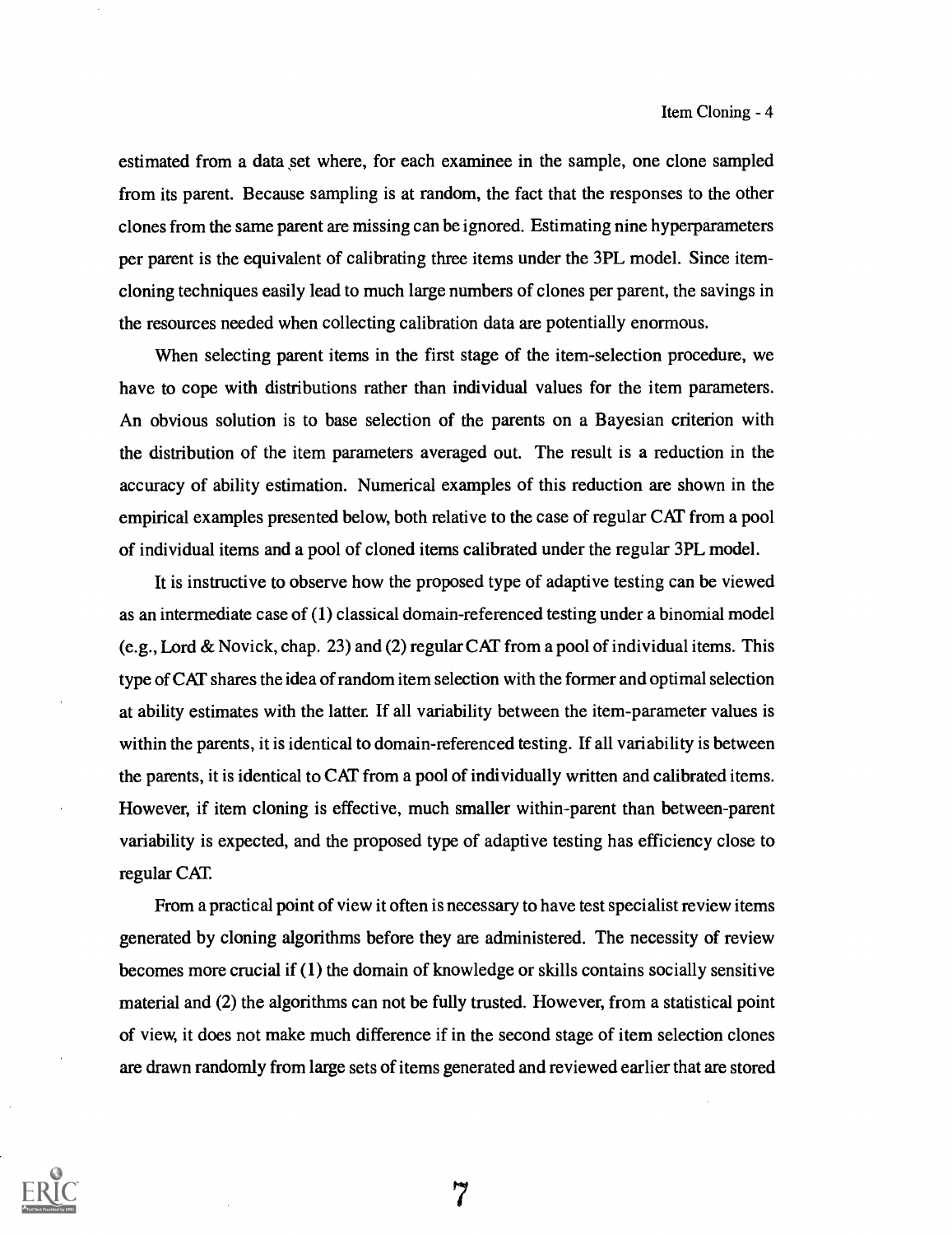estimated from a data set where, for each examinee in the sample, one clone sampled from its parent. Because sampling is at random, the fact that the responses to the other clones from the same parent are missing can be ignored. Estimating nine hyperparameters per parent is the equivalent of calibrating three items under the 3PL model. Since item-cloning techniques easily lead to much large numbers of clones per parent, the savings in the resources needed when collecting calibration data are potentially enormous.

When selecting parent items in the first stage of the item-selection procedure, we have to cope with distributions rather than individual values for the item parameters. An obvious solution is to base selection of the parents on a Bayesian criterion with the distribution of the item parameters averaged out. The result is a reduction in the accuracy of ability estimation. Numerical examples of this reduction are shown in the empirical examples presented below, both relative to the case of regular CAT from a pool of individual items and a pool of cloned items calibrated under the regular 3PL model.

It is instructive to observe how the proposed type of adaptive testing can be viewed as an intermediate case of (1) classical domain-referenced testing under a binomial model (e.g., Lord & Novick, chap. 23) and (2) regular CAT from a pool of individual items. This type of CAT shares the idea of random item selection with the former and optimal selection at ability estimates with the latter. If all variability between the item-parameter values is within the parents, it is identical to domain-referenced testing. If all variability is between the parents, it is identical to CAT from a pool of individually written and calibrated items. However, if item cloning is effective, much smaller within-parent than between-parent variability is expected, and the proposed type of adaptive testing has efficiency close to regular CAT.

From a practical point of view it often is necessary to have test specialist review items generated by cloning algorithms before they are administered. The necessity of review becomes more crucial if (1) the domain of knowledge or skills contains socially sensitive material and (2) the algorithms can not be fully trusted. However, from a statistical point of view, it does not make much difference if in the second stage of item selection clones are drawn randomly from large sets of items generated and reviewed earlier that are stored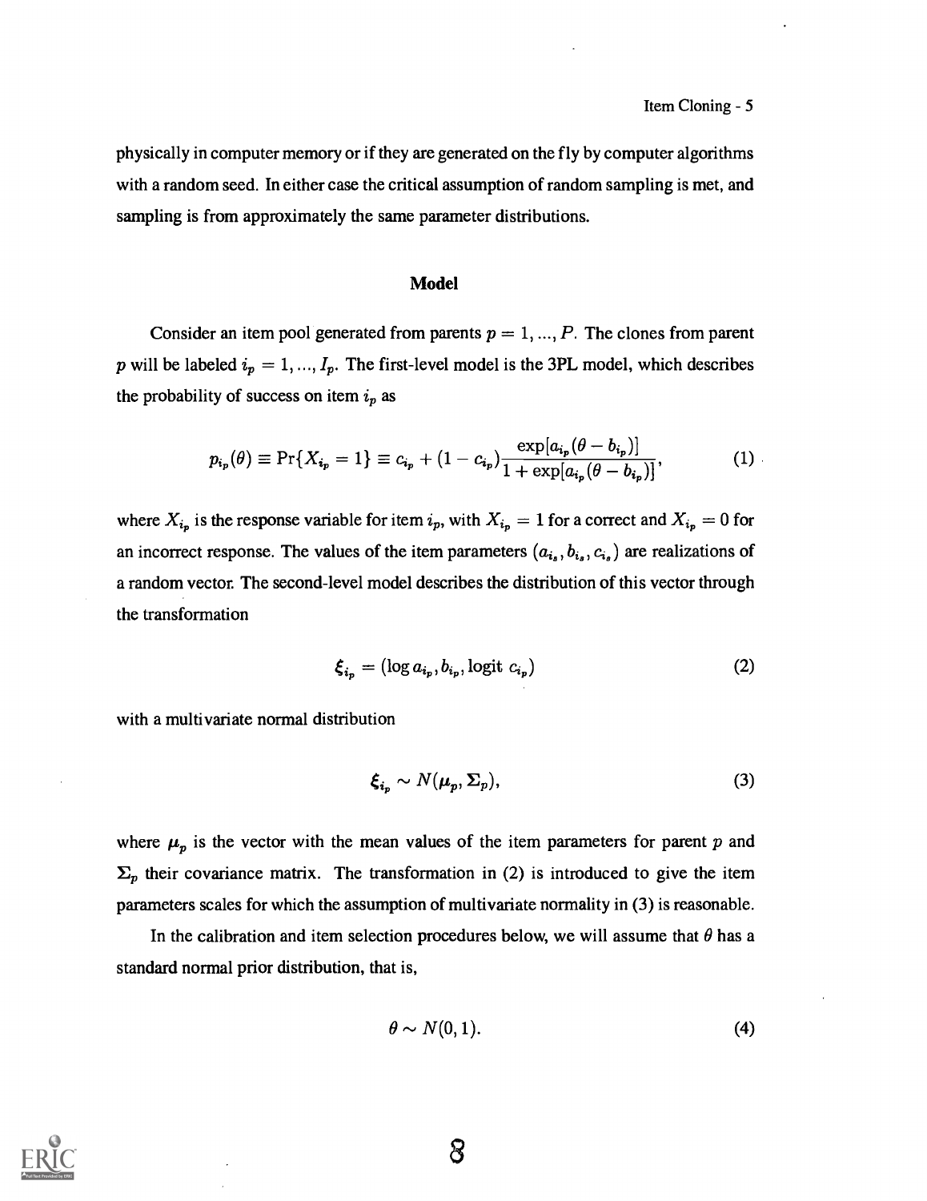physically in computer memory or if they are generated on the fly by computer algorithms with a random seed. In either case the critical assumption of random sampling is met, and sampling is from approximately the same parameter distributions.

## Model

Consider an item pool generated from parents $p = 1, ..., P$. The clones from parent $p$ will be labeled $i_p = 1, ..., I_p$. The first-level model is the 3PL model, which describes the probability of success on item $i_p$ as

$$p_{i_p}(\theta) \equiv \Pr\{X_{i_p} = 1\} \equiv c_{i_p} + (1 - c_{i_p}) \frac{\exp[a_{i_p}(\theta - b_{i_p})]}{1 + \exp[a_{i_p}(\theta - b_{i_p})]}, \tag{1}$$

where $X_{i_p}$ is the response variable for item $i_p$, with $X_{i_p} = 1$ for a correct and $X_{i_p} = 0$ for an incorrect response. The values of the item parameters $(a_{i_s}, b_{i_s}, c_{i_s})$ are realizations of a random vector. The second-level model describes the distribution of this vector through the transformation

$$\boldsymbol{\xi}_{i_p} = (\log a_{i_p}, b_{i_p}, \text{logit } c_{i_p}) \tag{2}$$

with a multivariate normal distribution

$$\boldsymbol{\xi}_{i_p} \sim N(\boldsymbol{\mu}_p, \boldsymbol{\Sigma}_p), \tag{3}$$

where $\boldsymbol{\mu}_p$ is the vector with the mean values of the item parameters for parent $p$ and $\boldsymbol{\Sigma}_p$ their covariance matrix. The transformation in (2) is introduced to give the item parameters scales for which the assumption of multivariate normality in (3) is reasonable.

In the calibration and item selection procedures below, we will assume that $\theta$ has a standard normal prior distribution, that is,

$$\theta \sim N(0, 1). \tag{4}$$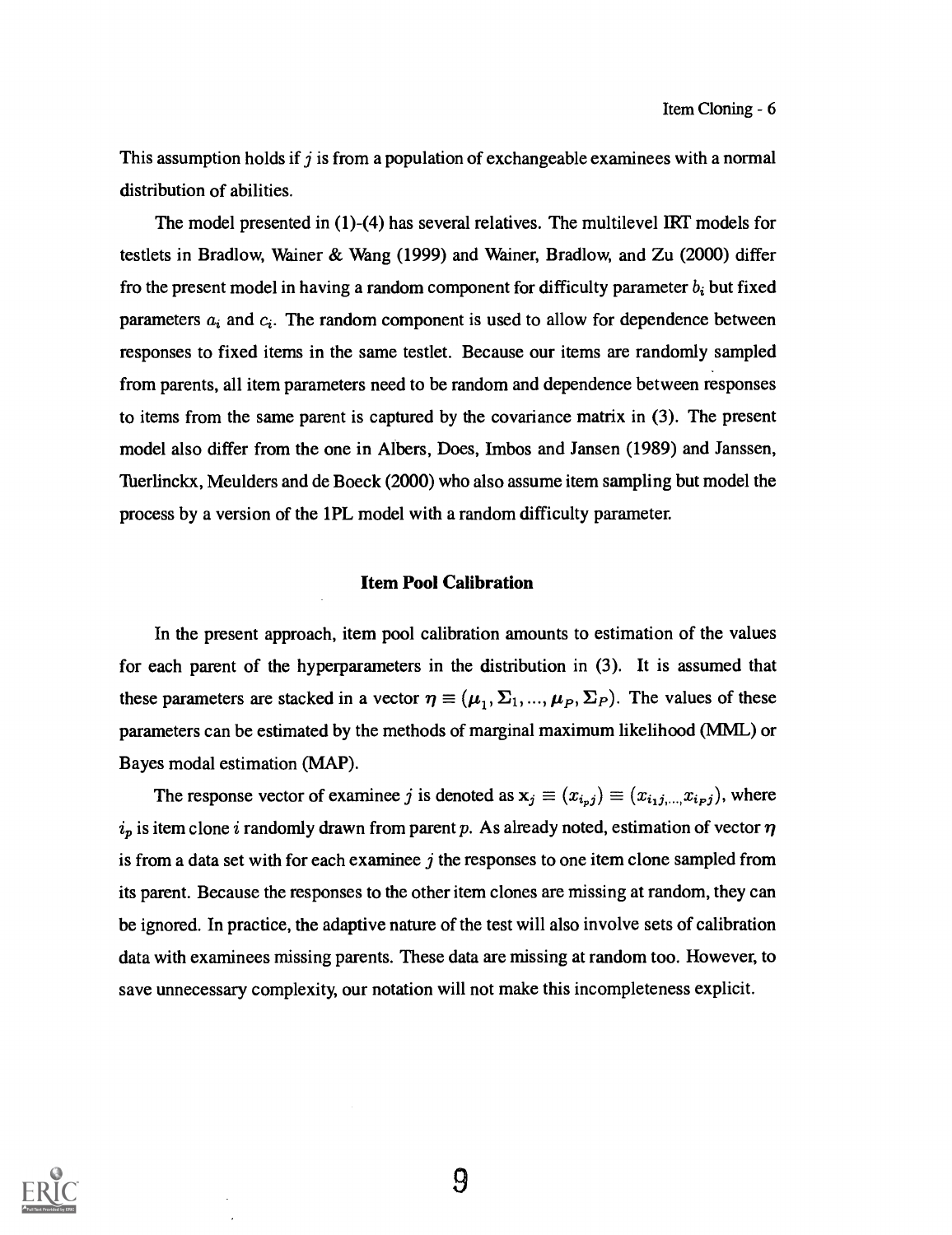This assumption holds if $j$ is from a population of exchangeable examinees with a normal distribution of abilities.

The model presented in (1)-(4) has several relatives. The multilevel IRT models for testlets in Bradlow, Wainer & Wang (1999) and Wainer, Bradlow, and Zu (2000) differ fro the present model in having a random component for difficulty parameter $b_i$ but fixed parameters $a_i$ and $c_i$. The random component is used to allow for dependence between responses to fixed items in the same testlet. Because our items are randomly sampled from parents, all item parameters need to be random and dependence between responses to items from the same parent is captured by the covariance matrix in (3). The present model also differ from the one in Albers, Does, Imbos and Jansen (1989) and Janssen, Tuerlinckx, Meulders and de Boeck (2000) who also assume item sampling but model the process by a version of the 1PL model with a random difficulty parameter.

## Item Pool Calibration

In the present approach, item pool calibration amounts to estimation of the values for each parent of the hyperparameters in the distribution in (3). It is assumed that these parameters are stacked in a vector $\boldsymbol{\eta} \equiv (\boldsymbol{\mu}_1, \boldsymbol{\Sigma}_1, ..., \boldsymbol{\mu}_P, \boldsymbol{\Sigma}_P)$. The values of these parameters can be estimated by the methods of marginal maximum likelihood (MML) or Bayes modal estimation (MAP).

The response vector of examinee $j$ is denoted as $\mathbf{x}_j \equiv (x_{i_pj}) \equiv (x_{i_1j,...,}x_{i_Pj})$, where $i_p$ is item clone $i$ randomly drawn from parent $p$. As already noted, estimation of vector $\boldsymbol{\eta}$ is from a data set with for each examinee $j$ the responses to one item clone sampled from its parent. Because the responses to the other item clones are missing at random, they can be ignored. In practice, the adaptive nature of the test will also involve sets of calibration data with examinees missing parents. These data are missing at random too. However, to save unnecessary complexity, our notation will not make this incompleteness explicit.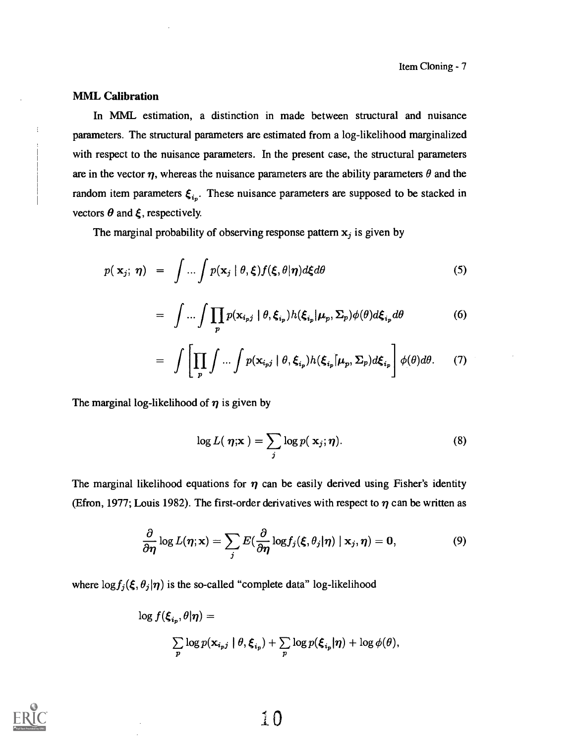### MML Calibration

In MML estimation, a distinction in made between structural and nuisance parameters. The structural parameters are estimated from a log-likelihood marginalized with respect to the nuisance parameters. In the present case, the structural parameters are in the vector $\boldsymbol{\eta}$, whereas the nuisance parameters are the ability parameters $\theta$ and the random item parameters $\boldsymbol{\xi}_{i_p}$. These nuisance parameters are supposed to be stacked in vectors $\boldsymbol{\theta}$ and $\boldsymbol{\xi}$, respectively.

The marginal probability of observing response pattern $\mathbf{x}_j$ is given by

$$p(\mathbf{x}_j;\, \boldsymbol{\eta}) = \int \ldots \int p(\mathbf{x}_j \mid \theta, \boldsymbol{\xi}) f(\boldsymbol{\xi}, \theta \mid \boldsymbol{\eta}) d\boldsymbol{\xi} d\theta \tag{5}$$

$$= \int \ldots \int \prod_p p(\mathbf{x}_{i_p j} \mid \theta, \boldsymbol{\xi}_{i_p}) h(\boldsymbol{\xi}_{i_p} \mid \boldsymbol{\mu}_p, \boldsymbol{\Sigma}_p) \phi(\theta) d\boldsymbol{\xi}_{i_p} d\theta \tag{6}$$

$$= \int \left[ \prod_p \int \ldots \int p(\mathbf{x}_{i_p j} \mid \theta, \boldsymbol{\xi}_{i_p}) h(\boldsymbol{\xi}_{i_p} \lceil \boldsymbol{\mu}_p, \boldsymbol{\Sigma}_p) d\boldsymbol{\xi}_{i_p} \right] \phi(\theta) d\theta. \tag{7}$$

The marginal log-likelihood of $\boldsymbol{\eta}$ is given by

$$\log L(\,\boldsymbol{\eta};\mathbf{x}\,) = \sum_j \log p(\,\mathbf{x}_j;\boldsymbol{\eta}). \tag{8}$$

The marginal likelihood equations for $\boldsymbol{\eta}$ can be easily derived using Fisher's identity (Efron, 1977; Louis 1982). The first-order derivatives with respect to $\boldsymbol{\eta}$ can be written as

$$\frac{\partial}{\partial \boldsymbol{\eta}} \log L(\boldsymbol{\eta}; \mathbf{x}) = \sum_j E\left(\frac{\partial}{\partial \boldsymbol{\eta}} \log f_j(\boldsymbol{\xi}, \theta_j \mid \boldsymbol{\eta}) \mid \mathbf{x}_j, \boldsymbol{\eta}\right) = \mathbf{0}, \tag{9}$$

where $\log f_j(\boldsymbol{\xi}, \theta_j \mid \boldsymbol{\eta})$ is the so-called "complete data" log-likelihood

$$\log f(\boldsymbol{\xi}_{i_p}, \theta \mid \boldsymbol{\eta}) =$$

$$\sum_p \log p(\mathbf{x}_{i_p j} \mid \theta, \boldsymbol{\xi}_{i_p}) + \sum_p \log p(\boldsymbol{\xi}_{i_p} \mid \boldsymbol{\eta}) + \log \phi(\theta),$$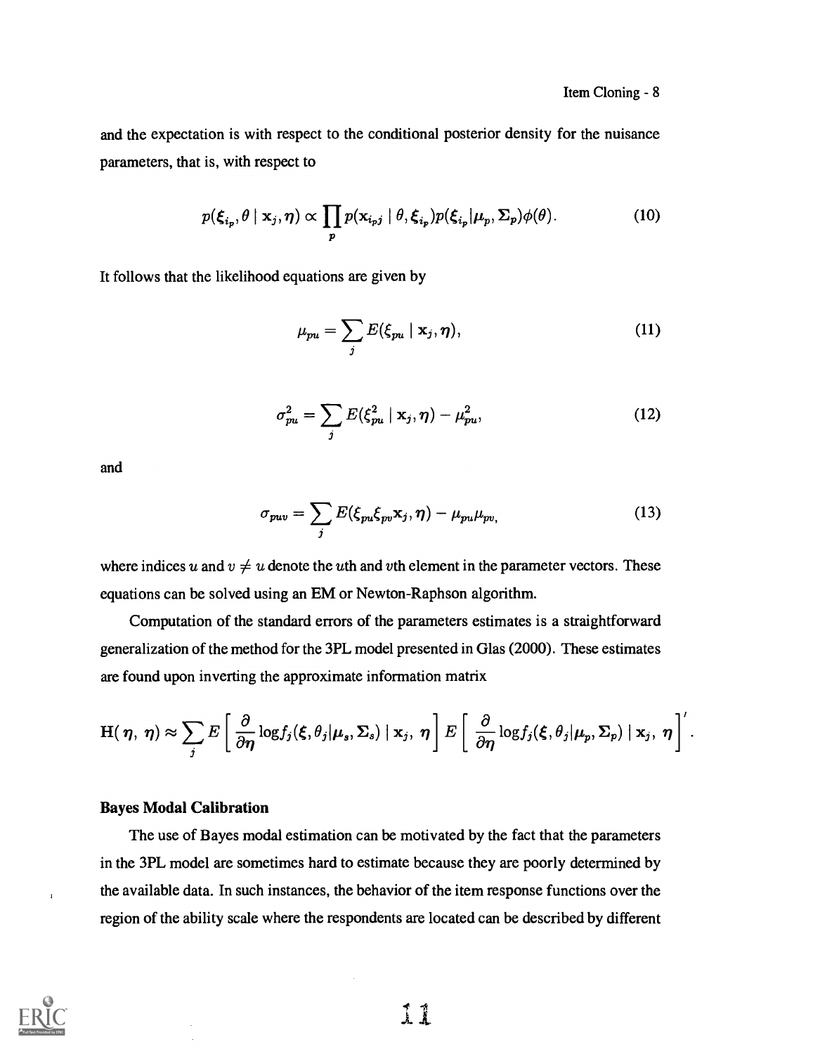and the expectation is with respect to the conditional posterior density for the nuisance parameters, that is, with respect to

$$p(\boldsymbol{\xi}_{i_p}, \theta \mid \mathbf{x}_j, \boldsymbol{\eta}) \propto \prod_p p(\mathbf{x}_{i_p j} \mid \theta, \boldsymbol{\xi}_{i_p}) p(\boldsymbol{\xi}_{i_p} | \boldsymbol{\mu}_p, \boldsymbol{\Sigma}_p) \phi(\theta). \tag{10}$$

It follows that the likelihood equations are given by

$$\mu_{pu} = \sum_j E(\xi_{pu} \mid \mathbf{x}_j, \boldsymbol{\eta}), \tag{11}$$

$$\sigma^2_{pu} = \sum_j E(\xi^2_{pu} \mid \mathbf{x}_j, \boldsymbol{\eta}) - \mu^2_{pu}, \tag{12}$$

and

$$\sigma_{puv} = \sum_j E(\xi_{pu} \xi_{pv} \mathbf{x}_j, \boldsymbol{\eta}) - \mu_{pu} \mu_{pv}, \tag{13}$$

where indices $u$ and $v \neq u$ denote the $u$th and $v$th element in the parameter vectors. These equations can be solved using an EM or Newton-Raphson algorithm.

Computation of the standard errors of the parameters estimates is a straightforward generalization of the method for the 3PL model presented in Glas (2000). These estimates are found upon inverting the approximate information matrix

$$\mathbf{H}(\boldsymbol{\eta}, \boldsymbol{\eta}) \approx \sum_j E\left[ \frac{\partial}{\partial \boldsymbol{\eta}} \log f_j(\boldsymbol{\xi}, \theta_j | \boldsymbol{\mu}_s, \boldsymbol{\Sigma}_s) \mid \mathbf{x}_j, \boldsymbol{\eta} \right] E\left[ \frac{\partial}{\partial \boldsymbol{\eta}} \log f_j(\boldsymbol{\xi}, \theta_j | \boldsymbol{\mu}_p, \boldsymbol{\Sigma}_p) \mid \mathbf{x}_j, \boldsymbol{\eta} \right]'.$$

### Bayes Modal Calibration

The use of Bayes modal estimation can be motivated by the fact that the parameters in the 3PL model are sometimes hard to estimate because they are poorly determined by the available data. In such instances, the behavior of the item response functions over the region of the ability scale where the respondents are located can be described by different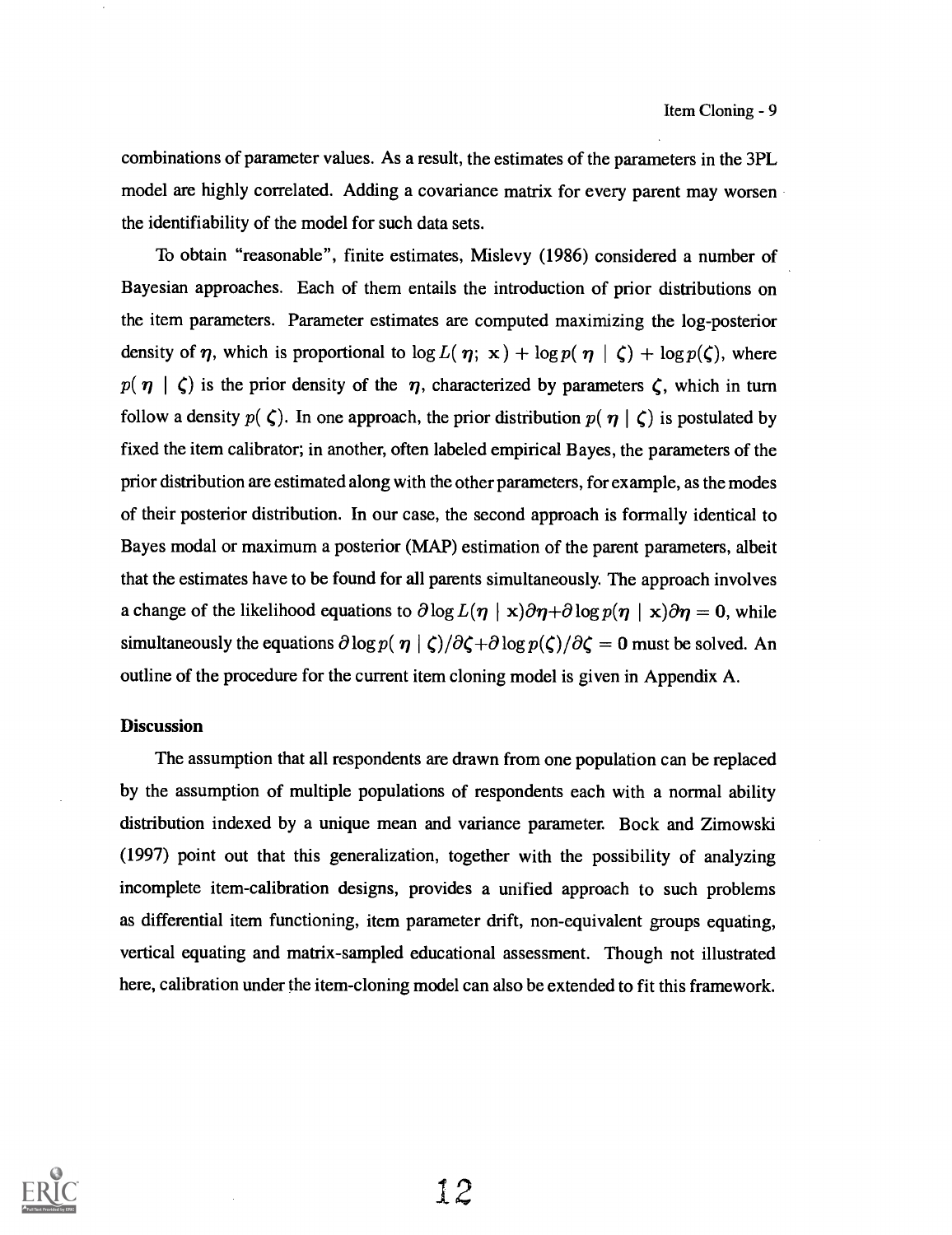combinations of parameter values. As a result, the estimates of the parameters in the 3PL model are highly correlated. Adding a covariance matrix for every parent may worsen the identifiability of the model for such data sets.

To obtain "reasonable", finite estimates, Mislevy (1986) considered a number of Bayesian approaches. Each of them entails the introduction of prior distributions on the item parameters. Parameter estimates are computed maximizing the log-posterior density of $\boldsymbol{\eta}$, which is proportional to $\log L(\boldsymbol{\eta};\ \mathbf{x}) + \log p(\boldsymbol{\eta} \mid \boldsymbol{\zeta}) + \log p(\boldsymbol{\zeta})$, where $p(\boldsymbol{\eta} \mid \boldsymbol{\zeta})$ is the prior density of the $\boldsymbol{\eta}$, characterized by parameters $\boldsymbol{\zeta}$, which in turn follow a density $p(\boldsymbol{\zeta})$. In one approach, the prior distribution $p(\boldsymbol{\eta} \mid \boldsymbol{\zeta})$ is postulated by fixed the item calibrator; in another, often labeled empirical Bayes, the parameters of the prior distribution are estimated along with the other parameters, for example, as the modes of their posterior distribution. In our case, the second approach is formally identical to Bayes modal or maximum a posterior (MAP) estimation of the parent parameters, albeit that the estimates have to be found for all parents simultaneously. The approach involves a change of the likelihood equations to $\partial \log L(\boldsymbol{\eta} \mid \mathbf{x})\partial\boldsymbol{\eta} + \partial \log p(\boldsymbol{\eta} \mid \mathbf{x})\partial\boldsymbol{\eta} = \mathbf{0}$, while simultaneously the equations $\partial \log p(\boldsymbol{\eta} \mid \boldsymbol{\zeta})/\partial\boldsymbol{\zeta} + \partial \log p(\boldsymbol{\zeta})/\partial\boldsymbol{\zeta} = \mathbf{0}$ must be solved. An outline of the procedure for the current item cloning model is given in Appendix A.

### Discussion

The assumption that all respondents are drawn from one population can be replaced by the assumption of multiple populations of respondents each with a normal ability distribution indexed by a unique mean and variance parameter. Bock and Zimowski (1997) point out that this generalization, together with the possibility of analyzing incomplete item-calibration designs, provides a unified approach to such problems as differential item functioning, item parameter drift, non-equivalent groups equating, vertical equating and matrix-sampled educational assessment. Though not illustrated here, calibration under the item-cloning model can also be extended to fit this framework.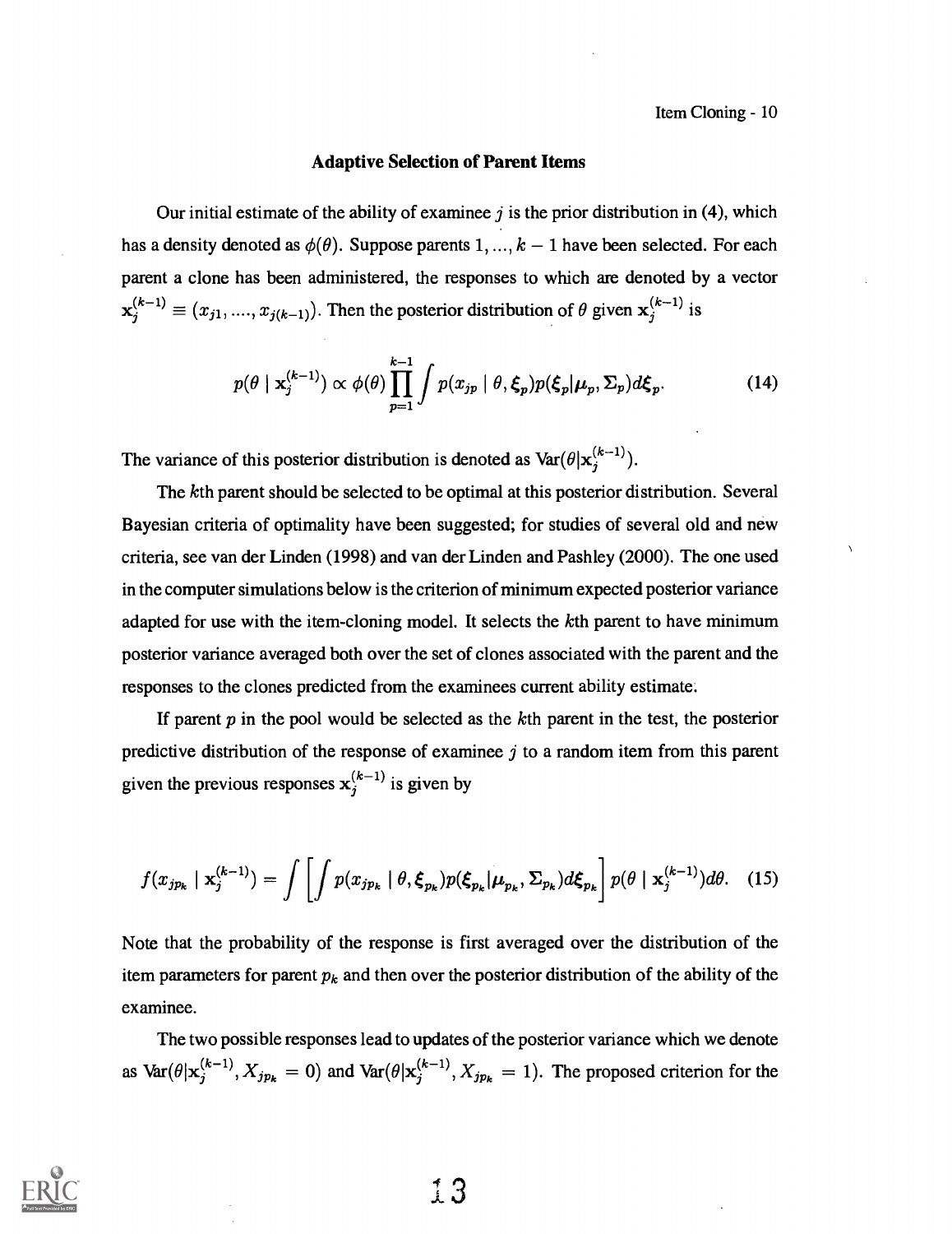### Adaptive Selection of Parent Items

Our initial estimate of the ability of examinee $j$ is the prior distribution in (4), which has a density denoted as $\phi(\theta)$. Suppose parents $1, ..., k-1$ have been selected. For each parent a clone has been administered, the responses to which are denoted by a vector $\mathbf{x}_j^{(k-1)} \equiv (x_{j1}, ...., x_{j(k-1)})$. Then the posterior distribution of $\theta$ given $\mathbf{x}_j^{(k-1)}$ is

$$p(\theta \mid \mathbf{x}_j^{(k-1)}) \propto \phi(\theta) \prod_{p=1}^{k-1} \int p(x_{jp} \mid \theta, \boldsymbol{\xi}_p) p(\boldsymbol{\xi}_p | \boldsymbol{\mu}_p, \Sigma_p) d\boldsymbol{\xi}_p. \tag{14}$$

The variance of this posterior distribution is denoted as $\text{Var}(\theta | \mathbf{x}_j^{(k-1)})$.

The $k$th parent should be selected to be optimal at this posterior distribution. Several Bayesian criteria of optimality have been suggested; for studies of several old and new criteria, see van der Linden (1998) and van der Linden and Pashley (2000). The one used in the computer simulations below is the criterion of minimum expected posterior variance adapted for use with the item-cloning model. It selects the $k$th parent to have minimum posterior variance averaged both over the set of clones associated with the parent and the responses to the clones predicted from the examinees current ability estimate.

If parent $p$ in the pool would be selected as the $k$th parent in the test, the posterior predictive distribution of the response of examinee $j$ to a random item from this parent given the previous responses $\mathbf{x}_j^{(k-1)}$ is given by

$$f(x_{jp_k} \mid \mathbf{x}_j^{(k-1)}) = \int \left[ \int p(x_{jp_k} \mid \theta, \boldsymbol{\xi}_{p_k}) p(\boldsymbol{\xi}_{p_k} | \boldsymbol{\mu}_{p_k}, \Sigma_{p_k}) d\boldsymbol{\xi}_{p_k} \right] p(\theta \mid \mathbf{x}_j^{(k-1)}) d\theta. \tag{15}$$

Note that the probability of the response is first averaged over the distribution of the item parameters for parent $p_k$ and then over the posterior distribution of the ability of the examinee.

The two possible responses lead to updates of the posterior variance which we denote as $\text{Var}(\theta | \mathbf{x}_j^{(k-1)}, X_{jp_k} = 0)$ and $\text{Var}(\theta | \mathbf{x}_j^{(k-1)}, X_{jp_k} = 1)$. The proposed criterion for the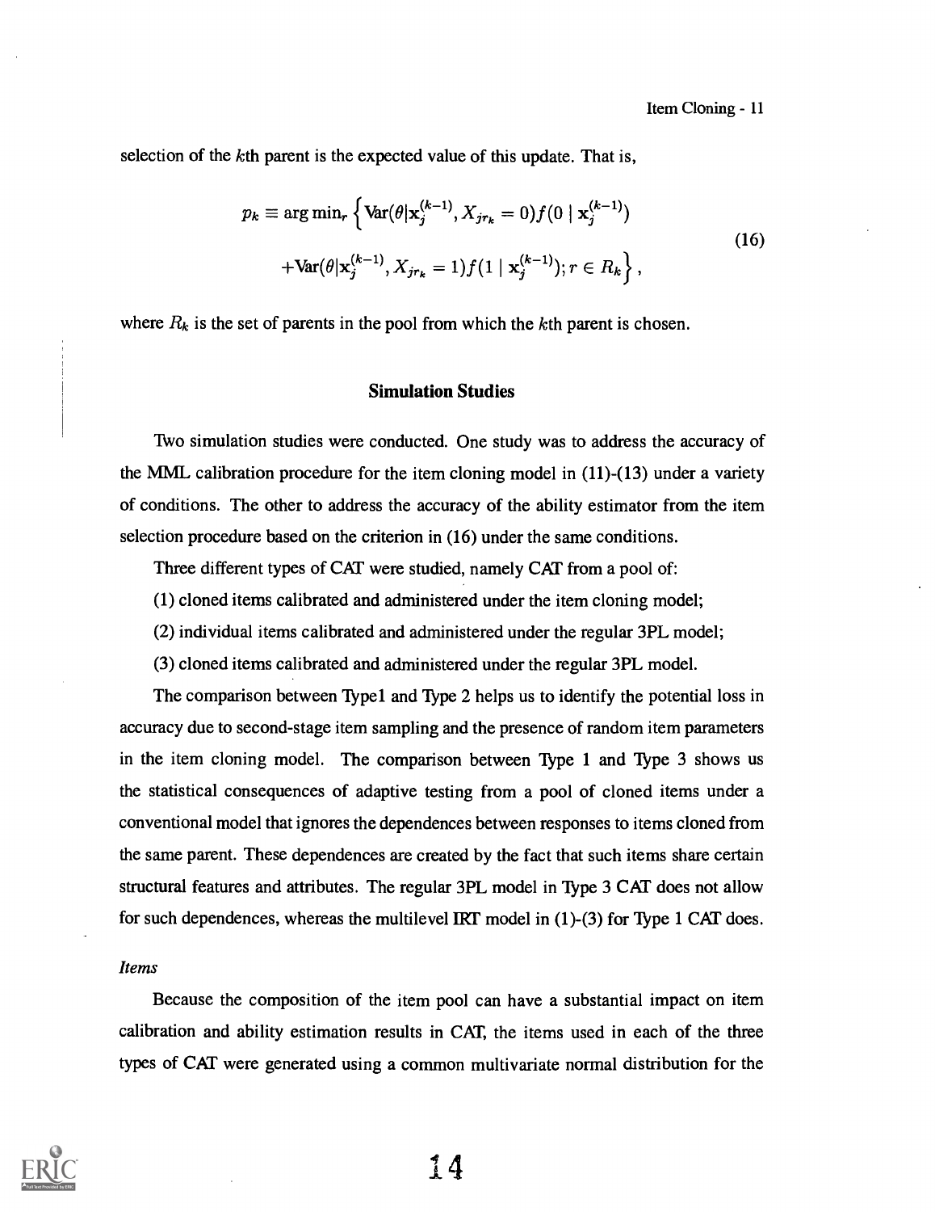selection of the $k$th parent is the expected value of this update. That is,

$$
\begin{aligned}
p_k \equiv \arg\min_r \Big\{ &\mathrm{Var}(\theta | \mathbf{x}_j^{(k-1)}, X_{jr_k} = 0) f(0 \mid \mathbf{x}_j^{(k-1)}) \\
&+ \mathrm{Var}(\theta | \mathbf{x}_j^{(k-1)}, X_{jr_k} = 1) f(1 \mid \mathbf{x}_j^{(k-1)}); r \in R_k \Big\},
\end{aligned}
\tag{16}
$$

where $R_k$ is the set of parents in the pool from which the $k$th parent is chosen.

## Simulation Studies

Two simulation studies were conducted. One study was to address the accuracy of the MML calibration procedure for the item cloning model in (11)-(13) under a variety of conditions. The other to address the accuracy of the ability estimator from the item selection procedure based on the criterion in (16) under the same conditions.

Three different types of CAT were studied, namely CAT from a pool of:

(1) cloned items calibrated and administered under the item cloning model;

(2) individual items calibrated and administered under the regular 3PL model;

(3) cloned items calibrated and administered under the regular 3PL model.

The comparison between Type1 and Type 2 helps us to identify the potential loss in accuracy due to second-stage item sampling and the presence of random item parameters in the item cloning model. The comparison between Type 1 and Type 3 shows us the statistical consequences of adaptive testing from a pool of cloned items under a conventional model that ignores the dependences between responses to items cloned from the same parent. These dependences are created by the fact that such items share certain structural features and attributes. The regular 3PL model in Type 3 CAT does not allow for such dependences, whereas the multilevel IRT model in (1)-(3) for Type 1 CAT does.

*Items*

Because the composition of the item pool can have a substantial impact on item calibration and ability estimation results in CAT, the items used in each of the three types of CAT were generated using a common multivariate normal distribution for the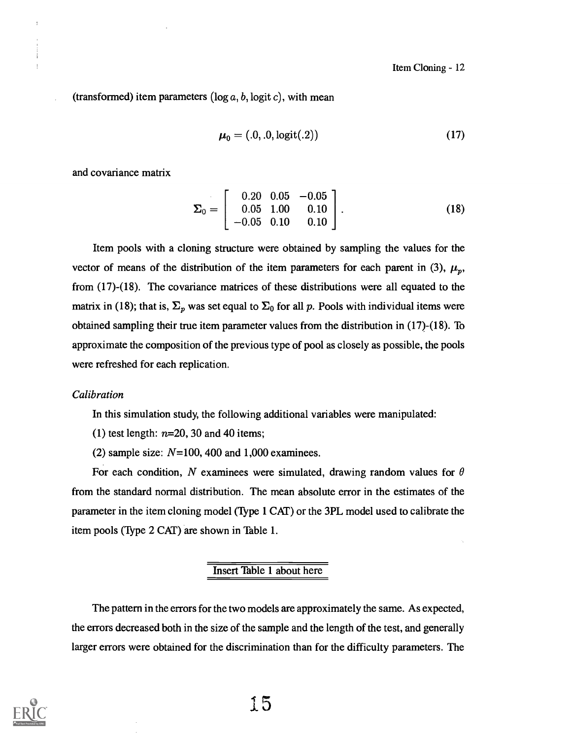(transformed) item parameters ($\log a$, $b$, $\text{logit}\, c$), with mean

$$\boldsymbol{\mu}_0 = (.0, .0, \text{logit}(.2)) \tag{17}$$

and covariance matrix

$$\boldsymbol{\Sigma}_0 = \begin{bmatrix} 0.20 & 0.05 & -0.05 \\ 0.05 & 1.00 & 0.10 \\ -0.05 & 0.10 & 0.10 \end{bmatrix}. \tag{18}$$

Item pools with a cloning structure were obtained by sampling the values for the vector of means of the distribution of the item parameters for each parent in (3), $\boldsymbol{\mu}_p$, from (17)-(18). The covariance matrices of these distributions were all equated to the matrix in (18); that is, $\boldsymbol{\Sigma}_p$ was set equal to $\boldsymbol{\Sigma}_0$ for all $p$. Pools with individual items were obtained sampling their true item parameter values from the distribution in (17)-(18). To approximate the composition of the previous type of pool as closely as possible, the pools were refreshed for each replication.

*Calibration*

In this simulation study, the following additional variables were manipulated:

(1) test length: $n$=20, 30 and 40 items;

(2) sample size: $N$=100, 400 and 1,000 examinees.

For each condition, $N$ examinees were simulated, drawing random values for $\theta$ from the standard normal distribution. The mean absolute error in the estimates of the parameter in the item cloning model (Type 1 CAT) or the 3PL model used to calibrate the item pools (Type 2 CAT) are shown in Table 1.

Insert Table 1 about here

The pattern in the errors for the two models are approximately the same. As expected, the errors decreased both in the size of the sample and the length of the test, and generally larger errors were obtained for the discrimination than for the difficulty parameters. The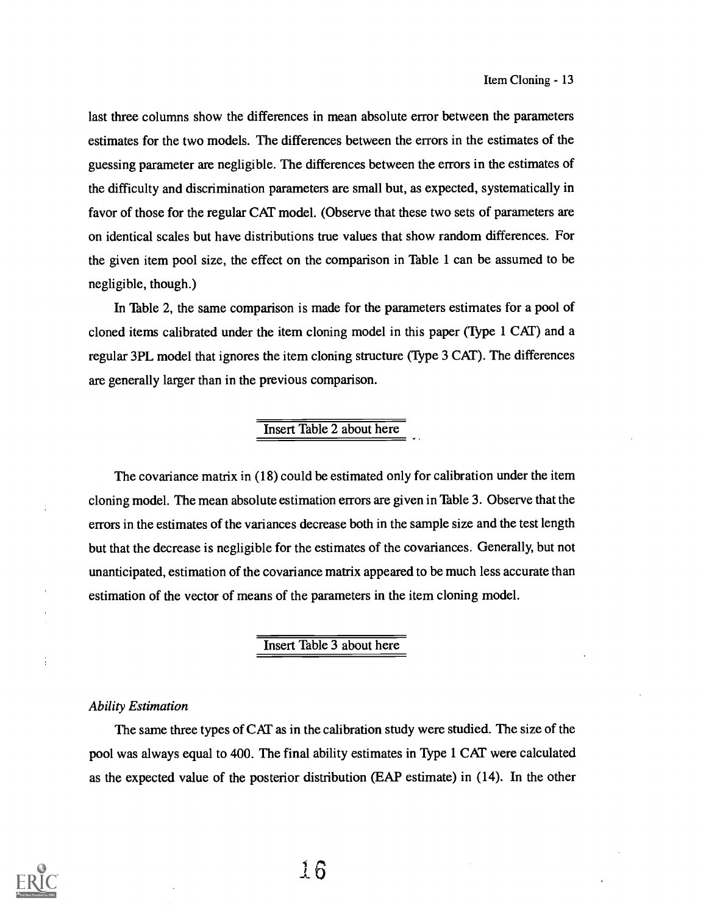last three columns show the differences in mean absolute error between the parameters estimates for the two models. The differences between the errors in the estimates of the guessing parameter are negligible. The differences between the errors in the estimates of the difficulty and discrimination parameters are small but, as expected, systematically in favor of those for the regular CAT model. (Observe that these two sets of parameters are on identical scales but have distributions true values that show random differences. For the given item pool size, the effect on the comparison in Table 1 can be assumed to be negligible, though.)

In Table 2, the same comparison is made for the parameters estimates for a pool of cloned items calibrated under the item cloning model in this paper (Type 1 CAT) and a regular 3PL model that ignores the item cloning structure (Type 3 CAT). The differences are generally larger than in the previous comparison.

Insert Table 2 about here

The covariance matrix in (18) could be estimated only for calibration under the item cloning model. The mean absolute estimation errors are given in Table 3. Observe that the errors in the estimates of the variances decrease both in the sample size and the test length but that the decrease is negligible for the estimates of the covariances. Generally, but not unanticipated, estimation of the covariance matrix appeared to be much less accurate than estimation of the vector of means of the parameters in the item cloning model.

Insert Table 3 about here

*Ability Estimation*

The same three types of CAT as in the calibration study were studied. The size of the pool was always equal to 400. The final ability estimates in Type 1 CAT were calculated as the expected value of the posterior distribution (EAP estimate) in (14). In the other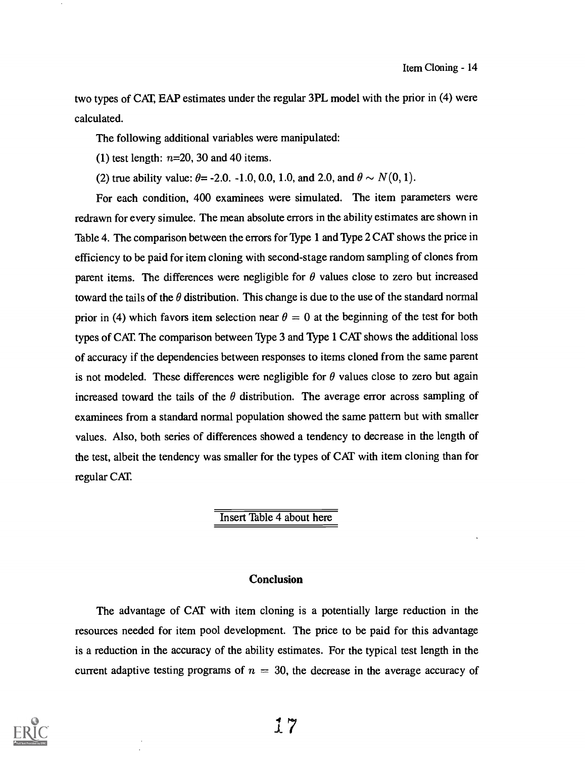two types of CAT, EAP estimates under the regular 3PL model with the prior in (4) were calculated.

The following additional variables were manipulated:

(1) test length: $n$=20, 30 and 40 items.

(2) true ability value: $\theta$= -2.0. -1.0, 0.0, 1.0, and 2.0, and $\theta \sim N(0, 1)$.

For each condition, 400 examinees were simulated. The item parameters were redrawn for every simulee. The mean absolute errors in the ability estimates are shown in Table 4. The comparison between the errors for Type 1 and Type 2 CAT shows the price in efficiency to be paid for item cloning with second-stage random sampling of clones from parent items. The differences were negligible for $\theta$ values close to zero but increased toward the tails of the $\theta$ distribution. This change is due to the use of the standard normal prior in (4) which favors item selection near $\theta = 0$ at the beginning of the test for both types of CAT. The comparison between Type 3 and Type 1 CAT shows the additional loss of accuracy if the dependencies between responses to items cloned from the same parent is not modeled. These differences were negligible for $\theta$ values close to zero but again increased toward the tails of the $\theta$ distribution. The average error across sampling of examinees from a standard normal population showed the same pattern but with smaller values. Also, both series of differences showed a tendency to decrease in the length of the test, albeit the tendency was smaller for the types of CAT with item cloning than for regular CAT.

Insert Table 4 about here

## Conclusion

The advantage of CAT with item cloning is a potentially large reduction in the resources needed for item pool development. The price to be paid for this advantage is a reduction in the accuracy of the ability estimates. For the typical test length in the current adaptive testing programs of $n = 30$, the decrease in the average accuracy of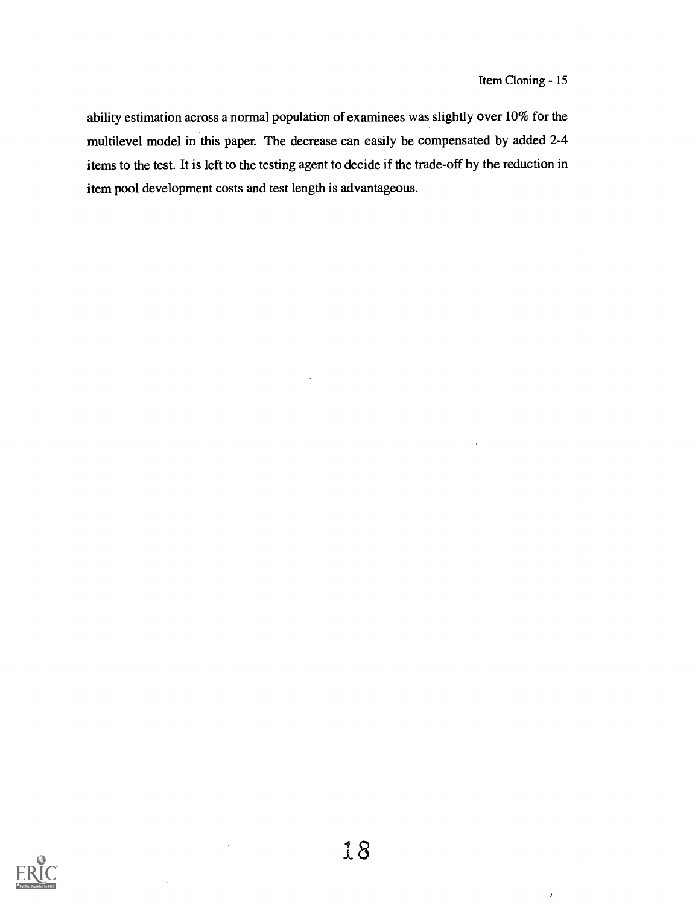ability estimation across a normal population of examinees was slightly over 10% for the multilevel model in this paper. The decrease can easily be compensated by added 2-4 items to the test. It is left to the testing agent to decide if the trade-off by the reduction in item pool development costs and test length is advantageous.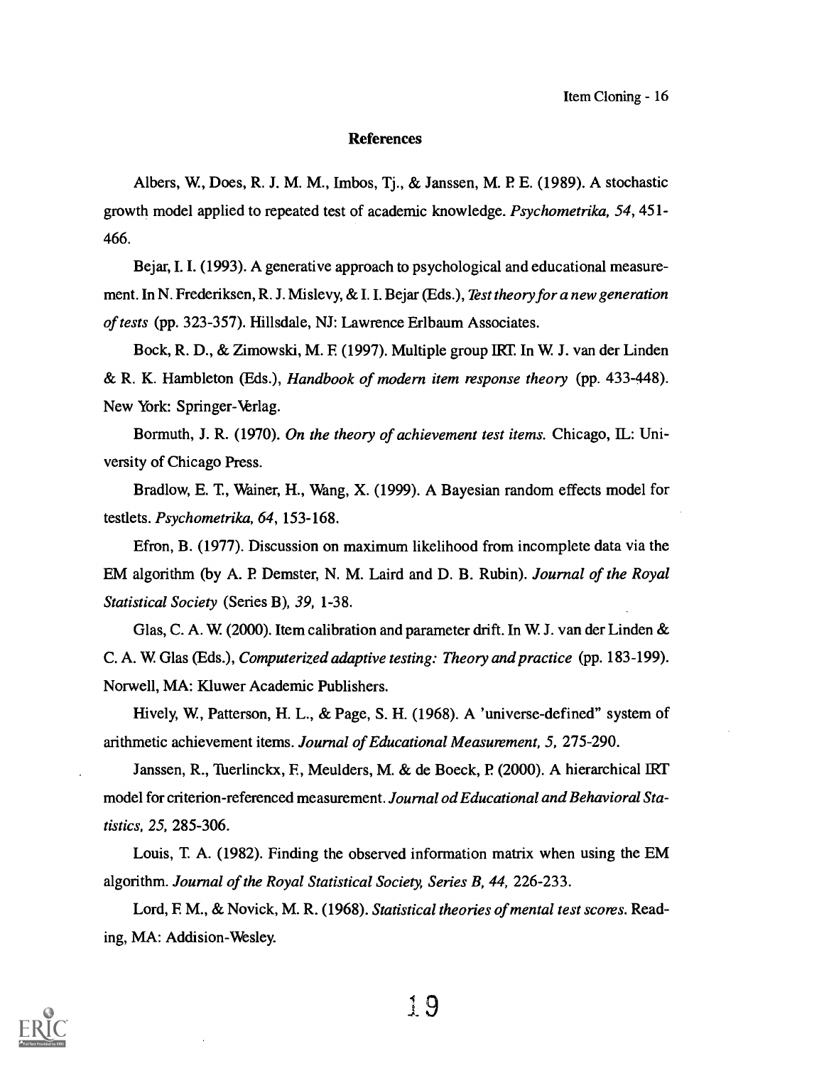## References

Albers, W., Does, R. J. M. M., Imbos, Tj., & Janssen, M. P. E. (1989). A stochastic growth model applied to repeated test of academic knowledge. *Psychometrika, 54*, 451-466.

Bejar, I. I. (1993). A generative approach to psychological and educational measurement. In N. Frederiksen, R. J. Mislevy, & I. I. Bejar (Eds.), *Test theory for a new generation of tests* (pp. 323-357). Hillsdale, NJ: Lawrence Erlbaum Associates.

Bock, R. D., & Zimowski, M. F. (1997). Multiple group IRT. In W. J. van der Linden & R. K. Hambleton (Eds.), *Handbook of modern item response theory* (pp. 433-448). New York: Springer-Verlag.

Bormuth, J. R. (1970). *On the theory of achievement test items.* Chicago, IL: University of Chicago Press.

Bradlow, E. T., Wainer, H., Wang, X. (1999). A Bayesian random effects model for testlets. *Psychometrika, 64*, 153-168.

Efron, B. (1977). Discussion on maximum likelihood from incomplete data via the EM algorithm (by A. P. Demster, N. M. Laird and D. B. Rubin). *Journal of the Royal Statistical Society* (Series B), *39*, 1-38.

Glas, C. A. W. (2000). Item calibration and parameter drift. In W. J. van der Linden & C. A. W. Glas (Eds.), *Computerized adaptive testing: Theory and practice* (pp. 183-199). Norwell, MA: Kluwer Academic Publishers.

Hively, W., Patterson, H. L., & Page, S. H. (1968). A 'universe-defined" system of arithmetic achievement items. *Journal of Educational Measurement, 5*, 275-290.

Janssen, R., Tuerlinckx, F., Meulders, M. & de Boeck, P. (2000). A hierarchical IRT model for criterion-referenced measurement. *Journal od Educational and Behavioral Statistics, 25*, 285-306.

Louis, T. A. (1982). Finding the observed information matrix when using the EM algorithm. *Journal of the Royal Statistical Society, Series B, 44*, 226-233.

Lord, F. M., & Novick, M. R. (1968). *Statistical theories of mental test scores.* Reading, MA: Addision-Wesley.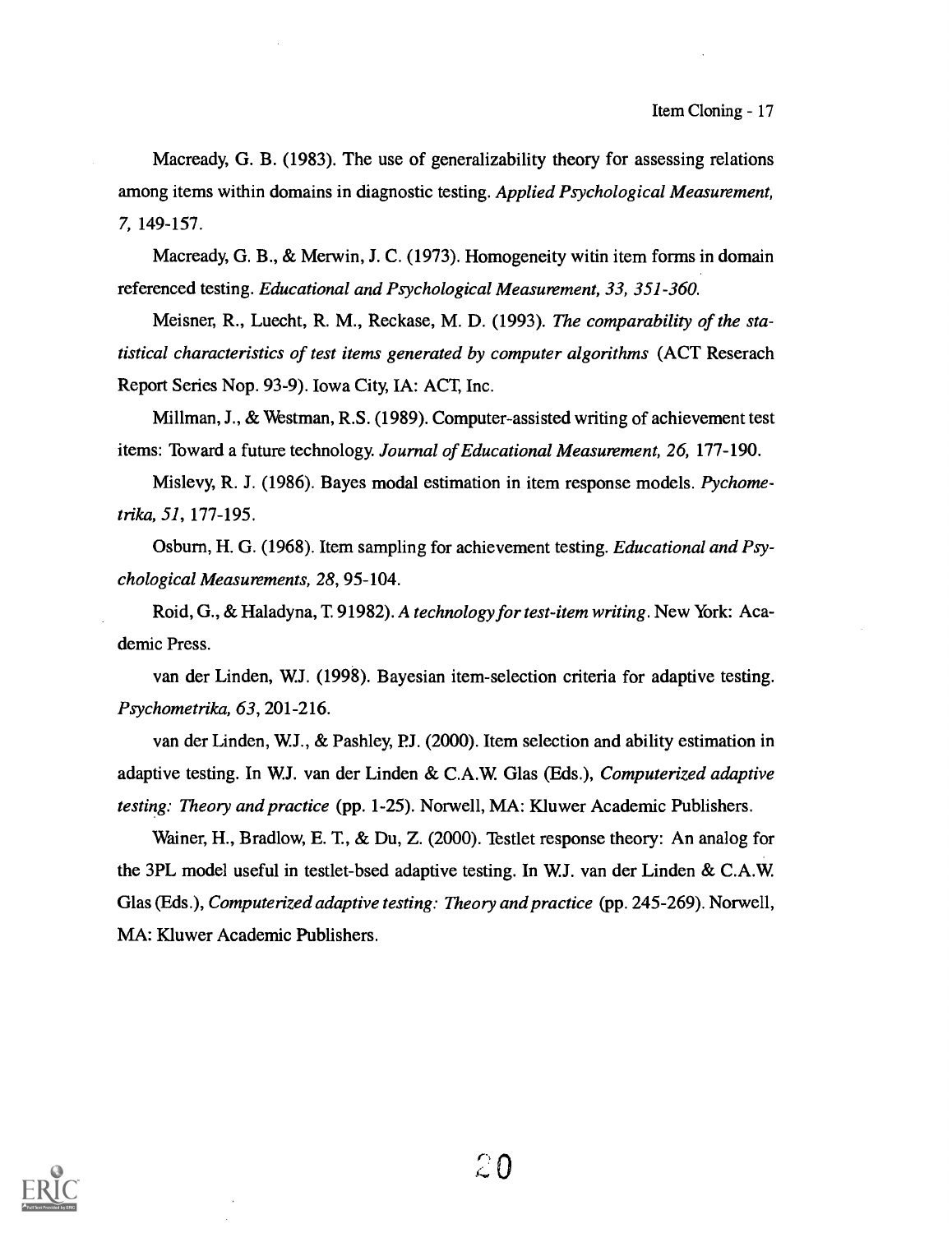Macready, G. B. (1983). The use of generalizability theory for assessing relations among items within domains in diagnostic testing. *Applied Psychological Measurement, 7*, 149-157.

Macready, G. B., & Merwin, J. C. (1973). Homogeneity witin item forms in domain referenced testing. *Educational and Psychological Measurement, 33, 351-360.*

Meisner, R., Luecht, R. M., Reckase, M. D. (1993). *The comparability of the statistical characteristics of test items generated by computer algorithms* (ACT Reserach Report Series Nop. 93-9). Iowa City, IA: ACT, Inc.

Millman, J., & Westman, R.S. (1989). Computer-assisted writing of achievement test items: Toward a future technology. *Journal of Educational Measurement, 26,* 177-190.

Mislevy, R. J. (1986). Bayes modal estimation in item response models. *Pychometrika, 51*, 177-195.

Osburn, H. G. (1968). Item sampling for achievement testing. *Educational and Psychological Measurements, 28*, 95-104.

Roid, G., & Haladyna, T. 91982). *A technology for test-item writing*. New York: Academic Press.

van der Linden, W.J. (1998). Bayesian item-selection criteria for adaptive testing. *Psychometrika, 63*, 201-216.

van der Linden, W.J., & Pashley, P.J. (2000). Item selection and ability estimation in adaptive testing. In W.J. van der Linden & C.A.W. Glas (Eds.), *Computerized adaptive testing: Theory and practice* (pp. 1-25). Norwell, MA: Kluwer Academic Publishers.

Wainer, H., Bradlow, E. T., & Du, Z. (2000). Testlet response theory: An analog for the 3PL model useful in testlet-bsed adaptive testing. In W.J. van der Linden & C.A.W. Glas (Eds.), *Computerized adaptive testing: Theory and practice* (pp. 245-269). Norwell, MA: Kluwer Academic Publishers.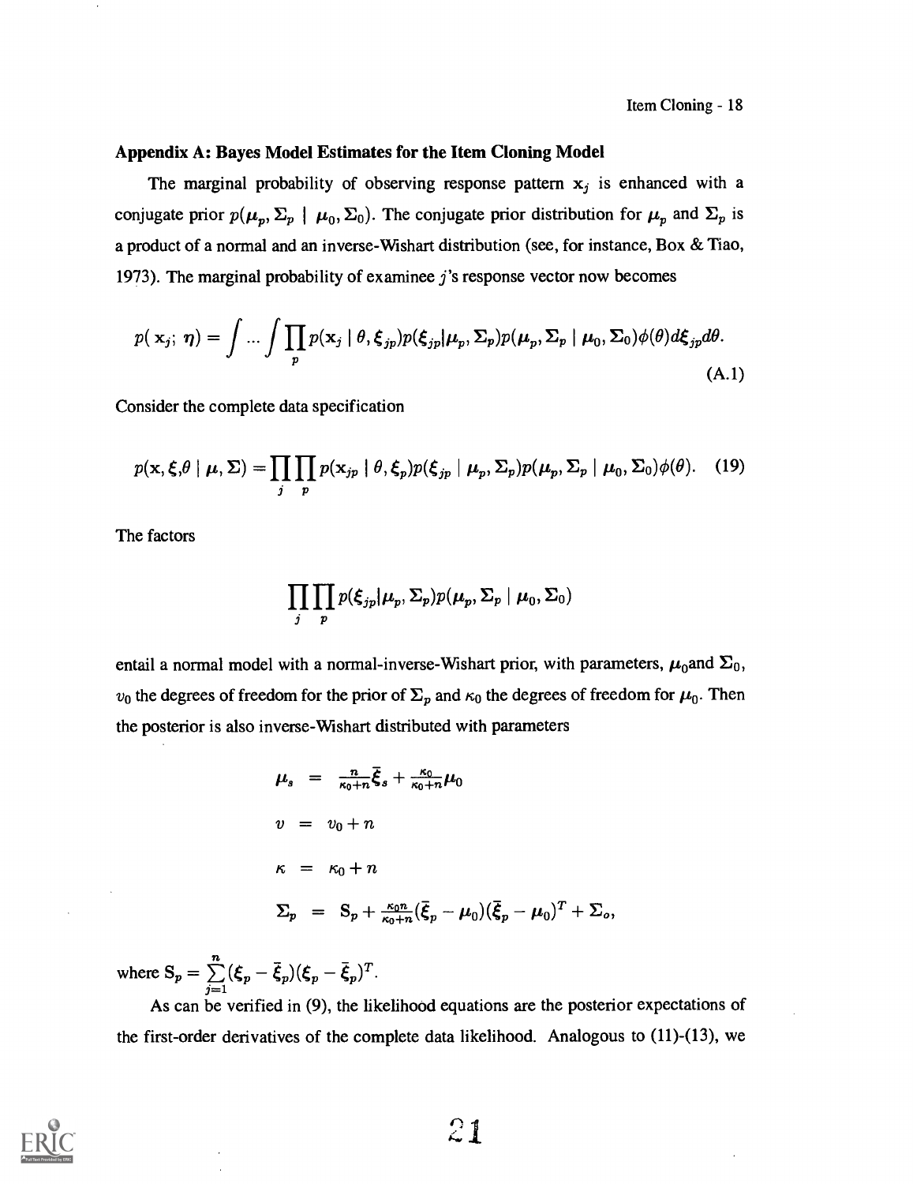### Appendix A: Bayes Model Estimates for the Item Cloning Model

The marginal probability of observing response pattern $\mathbf{x}_j$ is enhanced with a conjugate prior $p(\boldsymbol{\mu}_p, \Sigma_p \mid \boldsymbol{\mu}_0, \Sigma_0)$. The conjugate prior distribution for $\boldsymbol{\mu}_p$ and $\Sigma_p$ is a product of a normal and an inverse-Wishart distribution (see, for instance, Box & Tiao, 1973). The marginal probability of examinee $j$'s response vector now becomes

$$p(\mathbf{x}_j; \boldsymbol{\eta}) = \int \dots \int \prod_p p(\mathbf{x}_j \mid \theta, \boldsymbol{\xi}_{jp}) p(\boldsymbol{\xi}_{jp} | \boldsymbol{\mu}_p, \Sigma_p) p(\boldsymbol{\mu}_p, \Sigma_p \mid \boldsymbol{\mu}_0, \Sigma_0) \phi(\theta) d\boldsymbol{\xi}_{jp} d\theta. \tag{A.1}$$

Consider the complete data specification

$$p(\mathbf{x}, \boldsymbol{\xi}, \theta \mid \boldsymbol{\mu}, \Sigma) = \prod_j \prod_p p(\mathbf{x}_{jp} \mid \theta, \boldsymbol{\xi}_p) p(\boldsymbol{\xi}_{jp} \mid \boldsymbol{\mu}_p, \Sigma_p) p(\boldsymbol{\mu}_p, \Sigma_p \mid \boldsymbol{\mu}_0, \Sigma_0) \phi(\theta). \tag{19}$$

The factors

$$\prod_j \prod_p p(\boldsymbol{\xi}_{jp} | \boldsymbol{\mu}_p, \Sigma_p) p(\boldsymbol{\mu}_p, \Sigma_p \mid \boldsymbol{\mu}_0, \Sigma_0)$$

entail a normal model with a normal-inverse-Wishart prior, with parameters, $\boldsymbol{\mu}_0$and $\Sigma_0$, $v_0$ the degrees of freedom for the prior of $\Sigma_p$ and $\kappa_0$ the degrees of freedom for $\boldsymbol{\mu}_0$. Then the posterior is also inverse-Wishart distributed with parameters

$$\begin{aligned}
\boldsymbol{\mu}_s &= \tfrac{n}{\kappa_0+n}\bar{\boldsymbol{\xi}}_s + \tfrac{\kappa_0}{\kappa_0+n}\boldsymbol{\mu}_0 \\
v &= v_0 + n \\
\kappa &= \kappa_0 + n \\
\Sigma_p &= \mathbf{S}_p + \tfrac{\kappa_0 n}{\kappa_0+n}(\bar{\boldsymbol{\xi}}_p - \boldsymbol{\mu}_0)(\bar{\boldsymbol{\xi}}_p - \boldsymbol{\mu}_0)^T + \Sigma_o,
\end{aligned}$$

where $\mathbf{S}_p = \sum_{j=1}^{n} (\boldsymbol{\xi}_p - \bar{\boldsymbol{\xi}}_p)(\boldsymbol{\xi}_p - \bar{\boldsymbol{\xi}}_p)^T$.

As can be verified in (9), the likelihood equations are the posterior expectations of the first-order derivatives of the complete data likelihood. Analogous to (11)-(13), we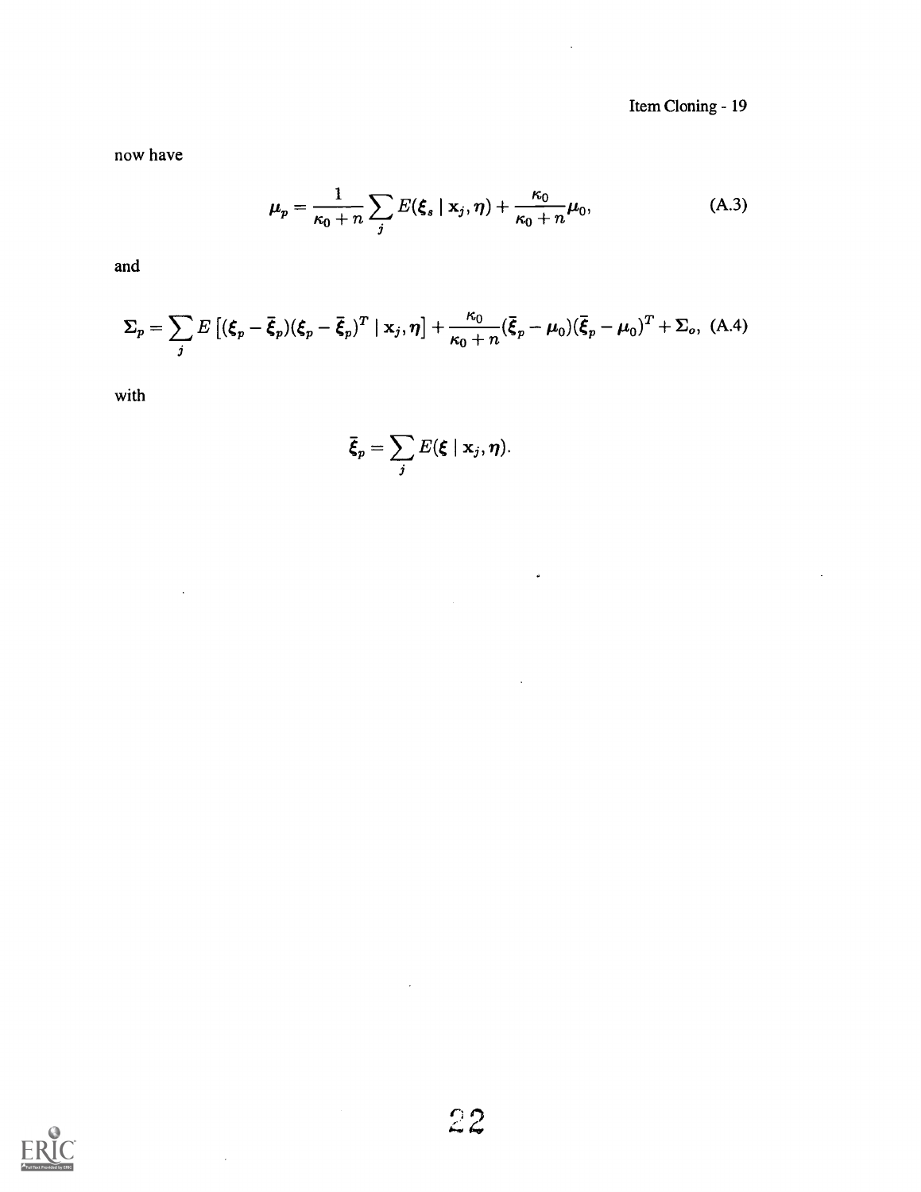now have

$$\boldsymbol{\mu}_p = \frac{1}{\kappa_0 + n} \sum_j E(\boldsymbol{\xi}_s \mid \mathbf{x}_j, \boldsymbol{\eta}) + \frac{\kappa_0}{\kappa_0 + n} \boldsymbol{\mu}_0, \tag{A.3}$$

and

$$\boldsymbol{\Sigma}_p = \sum_j E\left[(\boldsymbol{\xi}_p - \bar{\boldsymbol{\xi}}_p)(\boldsymbol{\xi}_p - \bar{\boldsymbol{\xi}}_p)^T \mid \mathbf{x}_j, \boldsymbol{\eta}\right] + \frac{\kappa_0}{\kappa_0 + n}(\bar{\boldsymbol{\xi}}_p - \boldsymbol{\mu}_0)(\bar{\boldsymbol{\xi}}_p - \boldsymbol{\mu}_0)^T + \boldsymbol{\Sigma}_o, \tag{A.4}$$

with

$$\bar{\boldsymbol{\xi}}_p = \sum_j E(\boldsymbol{\xi} \mid \mathbf{x}_j, \boldsymbol{\eta}).$$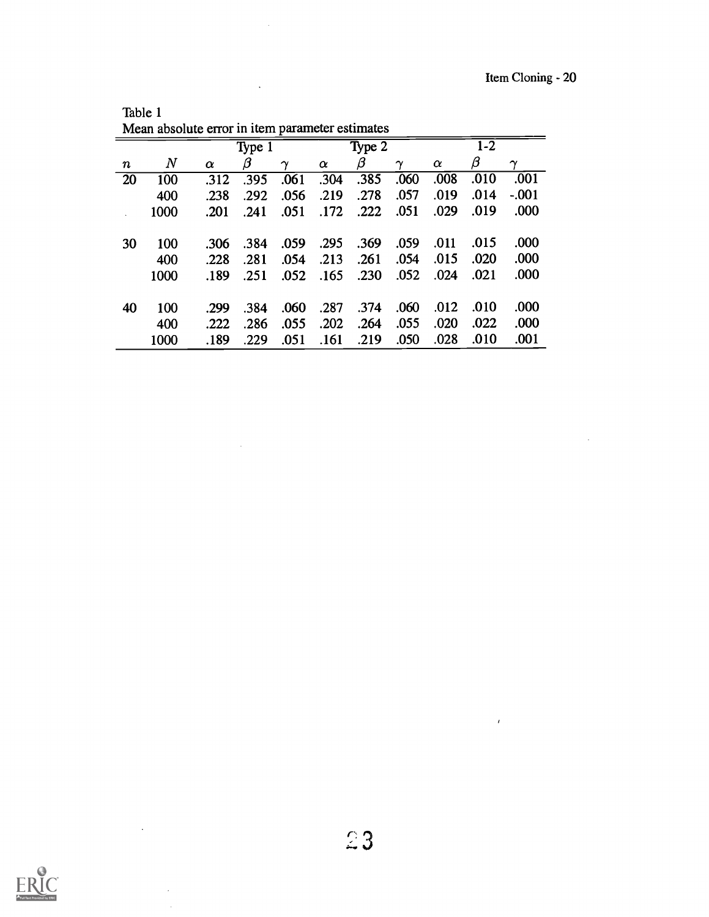Table 1

Mean absolute error in item parameter estimates

| | | Type 1 | | | Type 2 | | | 1-2 | | |
|---|---|---|---|---|---|---|---|---|---|---|
| $n$ | $N$ | $\alpha$ | $\beta$ | $\gamma$ | $\alpha$ | $\beta$ | $\gamma$ | $\alpha$ | $\beta$ | $\gamma$ |
| 20 | 100 | .312 | .395 | .061 | .304 | .385 | .060 | .008 | .010 | .001 |
| | 400 | .238 | .292 | .056 | .219 | .278 | .057 | .019 | .014 | -.001 |
| | 1000 | .201 | .241 | .051 | .172 | .222 | .051 | .029 | .019 | .000 |
| 30 | 100 | .306 | .384 | .059 | .295 | .369 | .059 | .011 | .015 | .000 |
| | 400 | .228 | .281 | .054 | .213 | .261 | .054 | .015 | .020 | .000 |
| | 1000 | .189 | .251 | .052 | .165 | .230 | .052 | .024 | .021 | .000 |
| 40 | 100 | .299 | .384 | .060 | .287 | .374 | .060 | .012 | .010 | .000 |
| | 400 | .222 | .286 | .055 | .202 | .264 | .055 | .020 | .022 | .000 |
| | 1000 | .189 | .229 | .051 | .161 | .219 | .050 | .028 | .010 | .001 |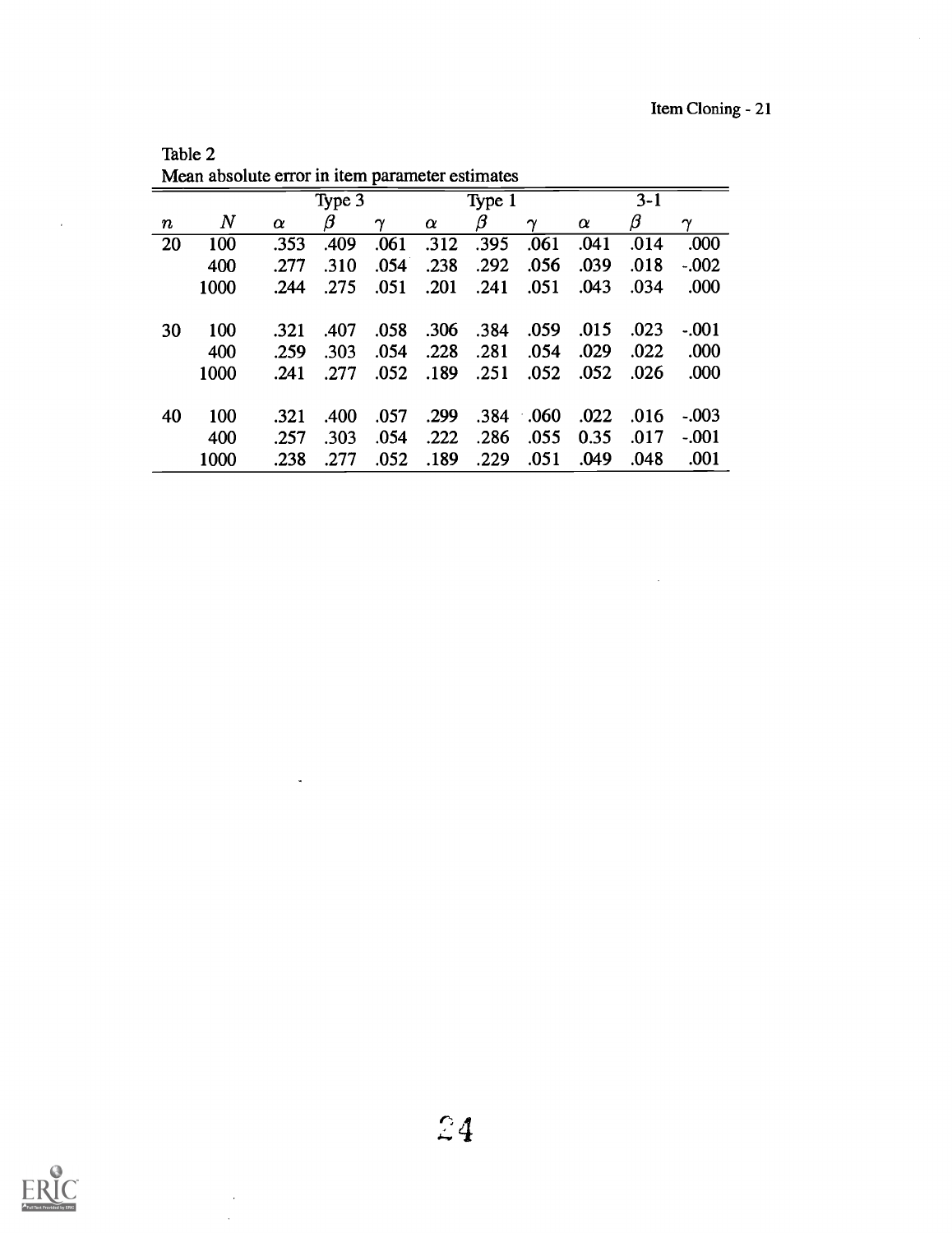Table 2
Mean absolute error in item parameter estimates

| | | Type 3 | | | Type 1 | | | 3-1 | | |
|---|---|---|---|---|---|---|---|---|---|---|
| $n$ | $N$ | $\alpha$ | $\beta$ | $\gamma$ | $\alpha$ | $\beta$ | $\gamma$ | $\alpha$ | $\beta$ | $\gamma$ |
| 20 | 100 | .353 | .409 | .061 | .312 | .395 | .061 | .041 | .014 | .000 |
| | 400 | .277 | .310 | .054 | .238 | .292 | .056 | .039 | .018 | -.002 |
| | 1000 | .244 | .275 | .051 | .201 | .241 | .051 | .043 | .034 | .000 |
| 30 | 100 | .321 | .407 | .058 | .306 | .384 | .059 | .015 | .023 | -.001 |
| | 400 | .259 | .303 | .054 | .228 | .281 | .054 | .029 | .022 | .000 |
| | 1000 | .241 | .277 | .052 | .189 | .251 | .052 | .052 | .026 | .000 |
| 40 | 100 | .321 | .400 | .057 | .299 | .384 | .060 | .022 | .016 | -.003 |
| | 400 | .257 | .303 | .054 | .222 | .286 | .055 | 0.35 | .017 | -.001 |
| | 1000 | .238 | .277 | .052 | .189 | .229 | .051 | .049 | .048 | .001 |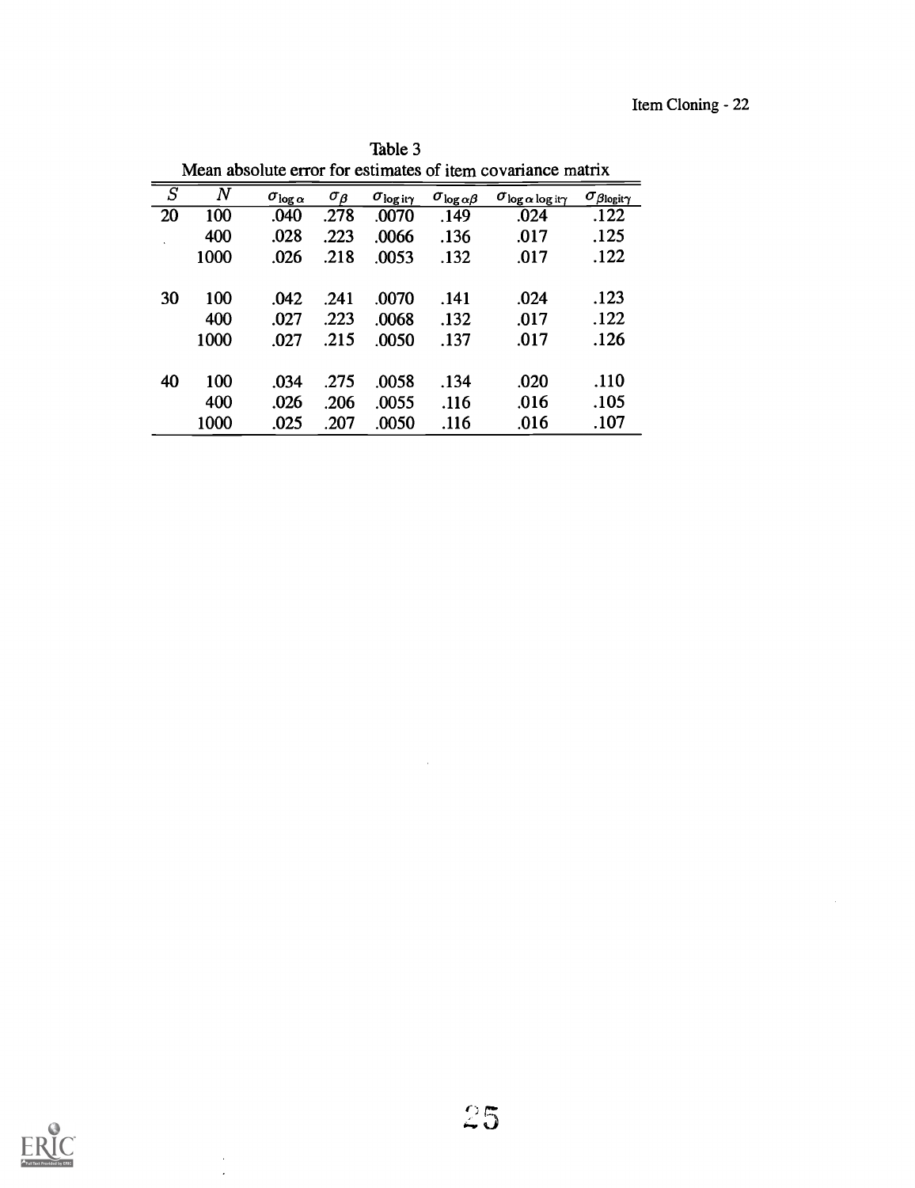Table 3
Mean absolute error for estimates of item covariance matrix

| $S$ | $N$ | $\sigma_{\log \alpha}$ | $\sigma_{\beta}$ | $\sigma_{\text{logit}\gamma}$ | $\sigma_{\log \alpha\beta}$ | $\sigma_{\log \alpha\, \text{logit}\gamma}$ | $\sigma_{\beta\text{logit}\gamma}$ |
|---|---|---|---|---|---|---|---|
| 20 | 100 | .040 | .278 | .0070 | .149 | .024 | .122 |
| | 400 | .028 | .223 | .0066 | .136 | .017 | .125 |
| | 1000 | .026 | .218 | .0053 | .132 | .017 | .122 |
| 30 | 100 | .042 | .241 | .0070 | .141 | .024 | .123 |
| | 400 | .027 | .223 | .0068 | .132 | .017 | .122 |
| | 1000 | .027 | .215 | .0050 | .137 | .017 | .126 |
| 40 | 100 | .034 | .275 | .0058 | .134 | .020 | .110 |
| | 400 | .026 | .206 | .0055 | .116 | .016 | .105 |
| | 1000 | .025 | .207 | .0050 | .116 | .016 | .107 |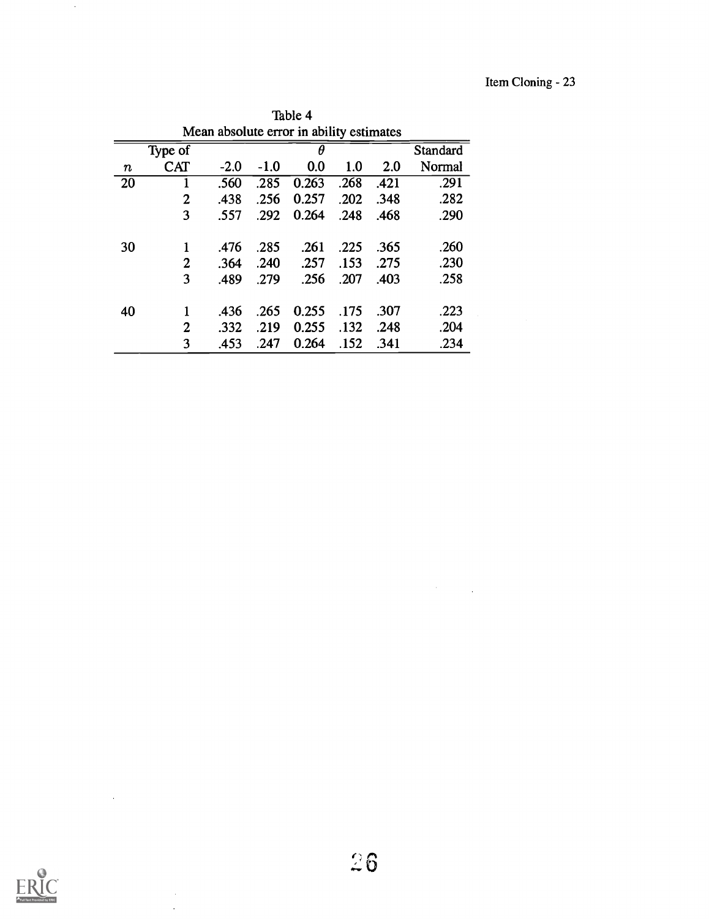Table 4

Mean absolute error in ability estimates

| $n$ | Type of CAT | $\theta$ -2.0 | -1.0 | 0.0 | 1.0 | 2.0 | Standard Normal |
|---|---|---|---|---|---|---|---|
| 20 | 1 | .560 | .285 | 0.263 | .268 | .421 | .291 |
| | 2 | .438 | .256 | 0.257 | .202 | .348 | .282 |
| | 3 | .557 | .292 | 0.264 | .248 | .468 | .290 |
| 30 | 1 | .476 | .285 | .261 | .225 | .365 | .260 |
| | 2 | .364 | .240 | .257 | .153 | .275 | .230 |
| | 3 | .489 | .279 | .256 | .207 | .403 | .258 |
| 40 | 1 | .436 | .265 | 0.255 | .175 | .307 | .223 |
| | 2 | .332 | .219 | 0.255 | .132 | .248 | .204 |
| | 3 | .453 | .247 | 0.264 | .152 | .341 | .234 |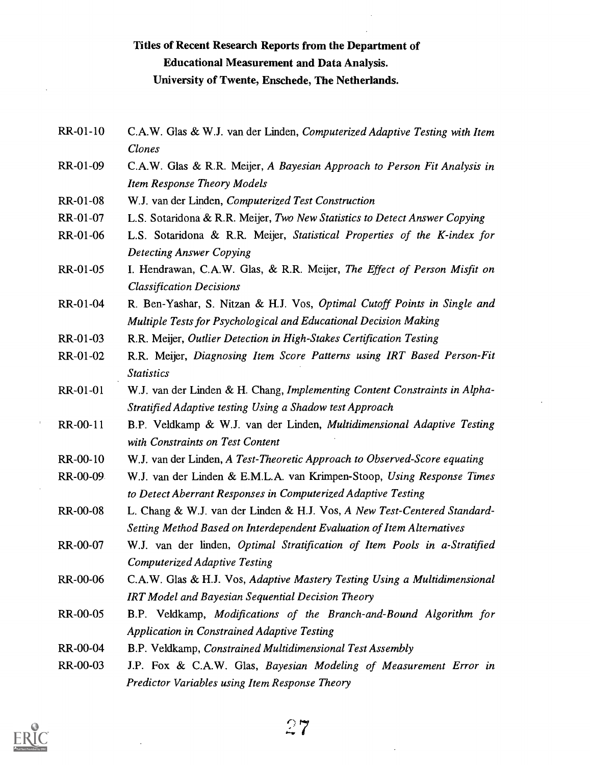**Titles of Recent Research Reports from the Department of Educational Measurement and Data Analysis. University of Twente, Enschede, The Netherlands.**

RR-01-10 C.A.W. Glas & W.J. van der Linden, *Computerized Adaptive Testing with Item Clones*

RR-01-09 C.A.W. Glas & R.R. Meijer, *A Bayesian Approach to Person Fit Analysis in Item Response Theory Models*

RR-01-08 W.J. van der Linden, *Computerized Test Construction*

RR-01-07 L.S. Sotaridona & R.R. Meijer, *Two New Statistics to Detect Answer Copying*

RR-01-06 L.S. Sotaridona & R.R. Meijer, *Statistical Properties of the K-index for Detecting Answer Copying*

RR-01-05 I. Hendrawan, C.A.W. Glas, & R.R. Meijer, *The Effect of Person Misfit on Classification Decisions*

RR-01-04 R. Ben-Yashar, S. Nitzan & H.J. Vos, *Optimal Cutoff Points in Single and Multiple Tests for Psychological and Educational Decision Making*

RR-01-03 R.R. Meijer, *Outlier Detection in High-Stakes Certification Testing*

RR-01-02 R.R. Meijer, *Diagnosing Item Score Patterns using IRT Based Person-Fit Statistics*

RR-01-01 W.J. van der Linden & H. Chang, *Implementing Content Constraints in Alpha-Stratified Adaptive testing Using a Shadow test Approach*

RR-00-11 B.P. Veldkamp & W.J. van der Linden, *Multidimensional Adaptive Testing with Constraints on Test Content*

RR-00-10 W.J. van der Linden, *A Test-Theoretic Approach to Observed-Score equating*

RR-00-09 W.J. van der Linden & E.M.L.A. van Krimpen-Stoop, *Using Response Times to Detect Aberrant Responses in Computerized Adaptive Testing*

RR-00-08 L. Chang & W.J. van der Linden & H.J. Vos, *A New Test-Centered Standard-Setting Method Based on Interdependent Evaluation of Item Alternatives*

RR-00-07 W.J. van der linden, *Optimal Stratification of Item Pools in a-Stratified Computerized Adaptive Testing*

RR-00-06 C.A.W. Glas & H.J. Vos, *Adaptive Mastery Testing Using a Multidimensional IRT Model and Bayesian Sequential Decision Theory*

RR-00-05 B.P. Veldkamp, *Modifications of the Branch-and-Bound Algorithm for Application in Constrained Adaptive Testing*

RR-00-04 B.P. Veldkamp, *Constrained Multidimensional Test Assembly*

RR-00-03 J.P. Fox & C.A.W. Glas, *Bayesian Modeling of Measurement Error in Predictor Variables using Item Response Theory*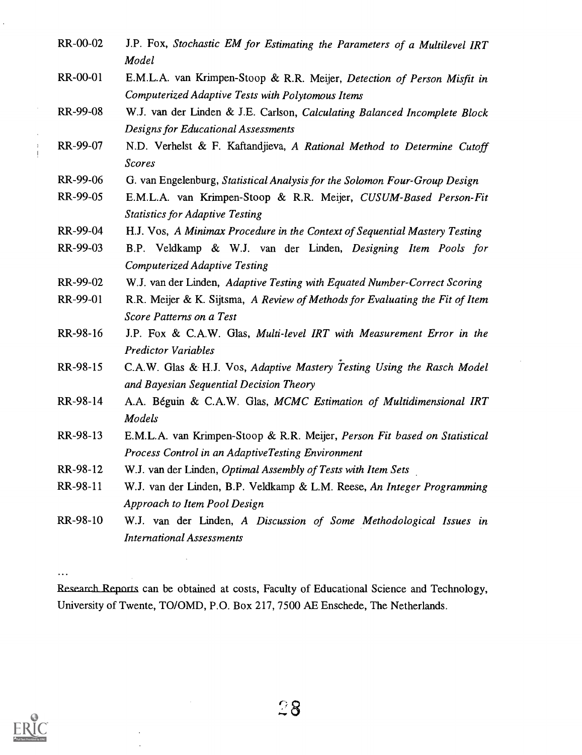RR-00-02 J.P. Fox, *Stochastic EM for Estimating the Parameters of a Multilevel IRT Model*

RR-00-01 E.M.L.A. van Krimpen-Stoop & R.R. Meijer, *Detection of Person Misfit in Computerized Adaptive Tests with Polytomous Items*

RR-99-08 W.J. van der Linden & J.E. Carlson, *Calculating Balanced Incomplete Block Designs for Educational Assessments*

RR-99-07 N.D. Verhelst & F. Kaftandjieva, *A Rational Method to Determine Cutoff Scores*

RR-99-06 G. van Engelenburg, *Statistical Analysis for the Solomon Four-Group Design*

RR-99-05 E.M.L.A. van Krimpen-Stoop & R.R. Meijer, *CUSUM-Based Person-Fit Statistics for Adaptive Testing*

RR-99-04 H.J. Vos, *A Minimax Procedure in the Context of Sequential Mastery Testing*

RR-99-03 B.P. Veldkamp & W.J. van der Linden, *Designing Item Pools for Computerized Adaptive Testing*

RR-99-02 W.J. van der Linden, *Adaptive Testing with Equated Number-Correct Scoring*

RR-99-01 R.R. Meijer & K. Sijtsma, *A Review of Methods for Evaluating the Fit of Item Score Patterns on a Test*

RR-98-16 J.P. Fox & C.A.W. Glas, *Multi-level IRT with Measurement Error in the Predictor Variables*

RR-98-15 C.A.W. Glas & H.J. Vos, *Adaptive Mastery Testing Using the Rasch Model and Bayesian Sequential Decision Theory*

RR-98-14 A.A. Béguin & C.A.W. Glas, *MCMC Estimation of Multidimensional IRT Models*

RR-98-13 E.M.L.A. van Krimpen-Stoop & R.R. Meijer, *Person Fit based on Statistical Process Control in an AdaptiveTesting Environment*

RR-98-12 W.J. van der Linden, *Optimal Assembly of Tests with Item Sets*

RR-98-11 W.J. van der Linden, B.P. Veldkamp & L.M. Reese, *An Integer Programming Approach to Item Pool Design*

RR-98-10 W.J. van der Linden, *A Discussion of Some Methodological Issues in International Assessments*

...

Research Reports can be obtained at costs, Faculty of Educational Science and Technology, University of Twente, TO/OMD, P.O. Box 217, 7500 AE Enschede, The Netherlands.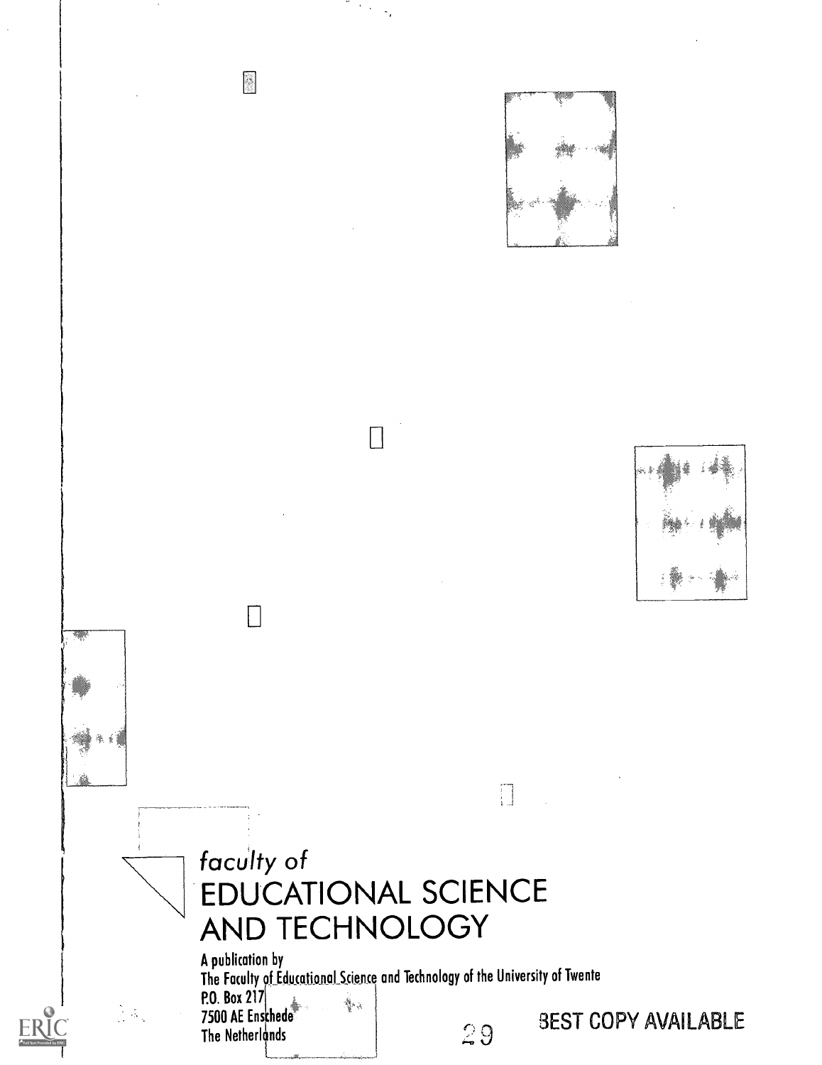*faculty of*
EDUCATIONAL SCIENCE
AND TECHNOLOGY

A publication by
The Faculty of Educational Science and Technology of the University of Twente
P.O. Box 217
7500 AE Enschede
The Netherlands

BEST COPY AVAILABLE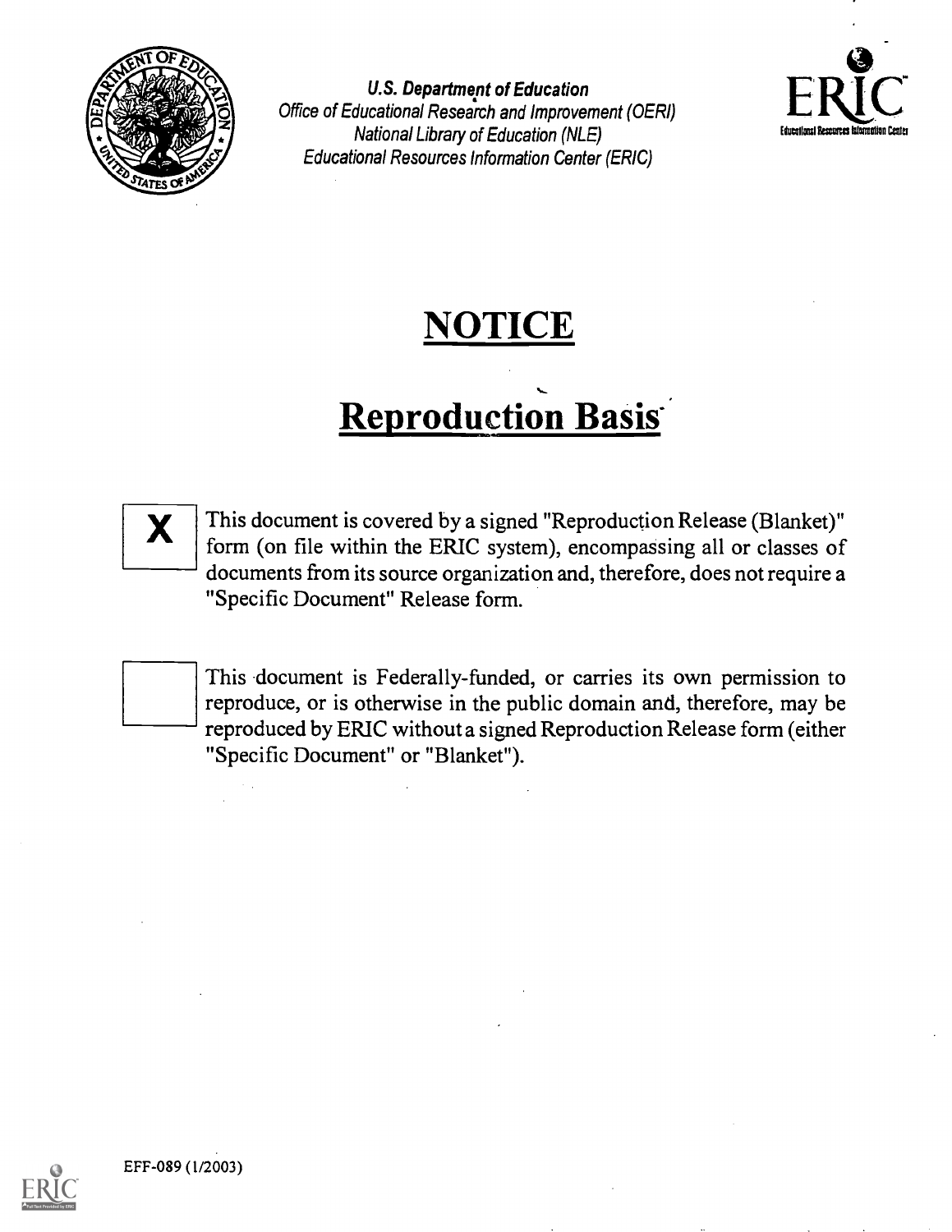**U.S. Department of Education**
*Office of Educational Research and Improvement (OERI)*
*National Library of Education (NLE)*
*Educational Resources Information Center (ERIC)*

# NOTICE

# Reproduction Basis

- [X] This document is covered by a signed "Reproduction Release (Blanket)" form (on file within the ERIC system), encompassing all or classes of documents from its source organization and, therefore, does not require a "Specific Document" Release form.

- [ ] This document is Federally-funded, or carries its own permission to reproduce, or is otherwise in the public domain and, therefore, may be reproduced by ERIC without a signed Reproduction Release form (either "Specific Document" or "Blanket").

EFF-089 (1/2003)